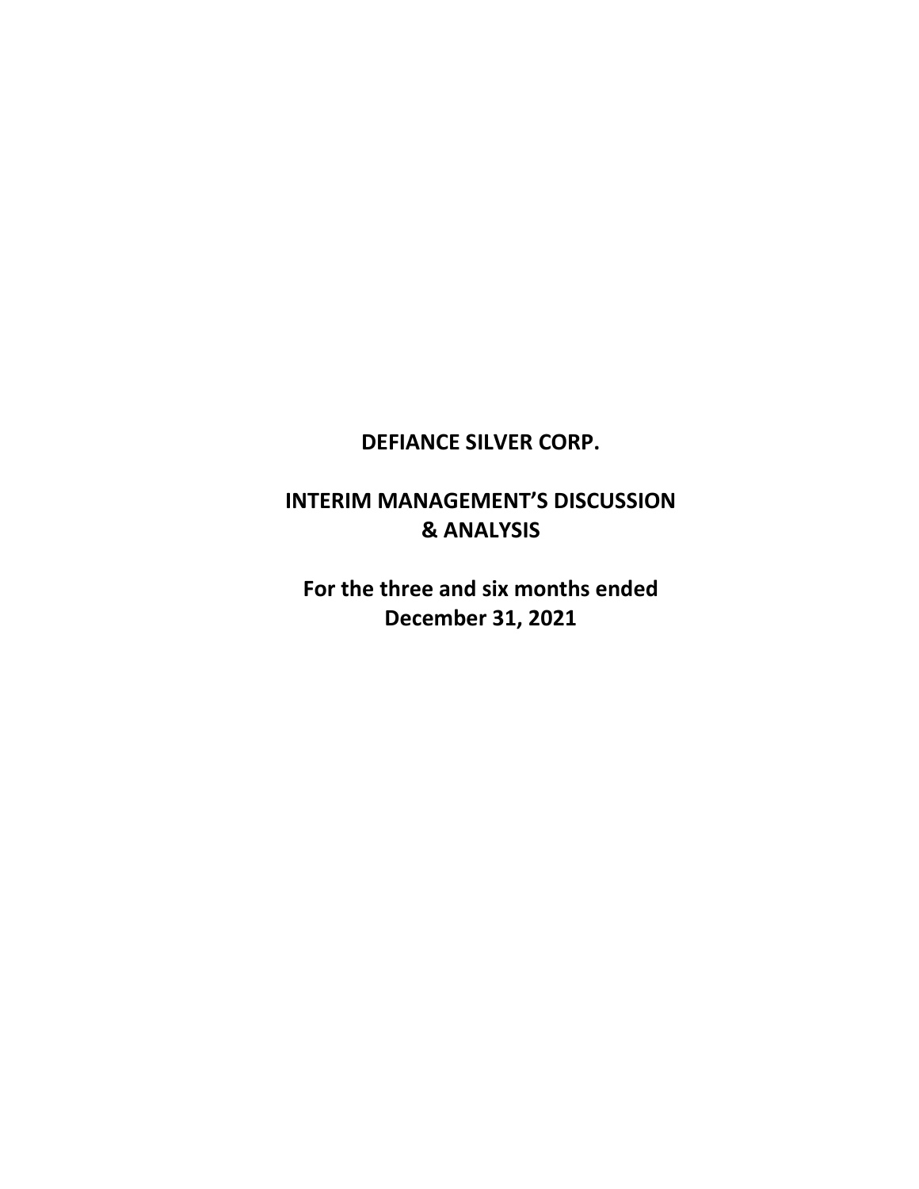# DEFIANCE SILVER CORP.

## INTERIM MANAGEMENT'S DISCUSSION & ANALYSIS

### For the three and six months ended December 31, 2021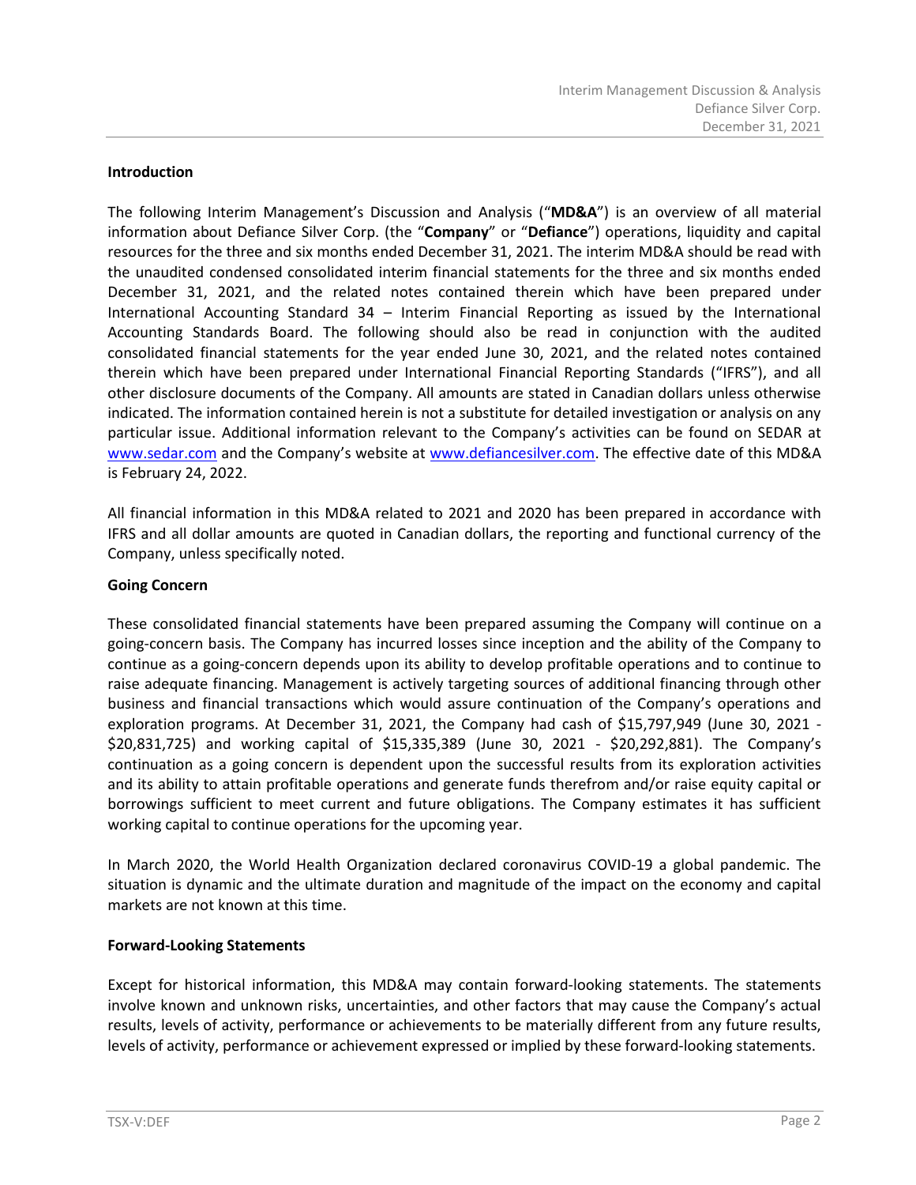## Introduction

The following Interim Management's Discussion and Analysis ("**MD&A**") is an overview of all material information about Defiance Silver Corp. (the "**Company**" or "**Defiance**") operations, liquidity and capital resources for the three and six months ended December 31, 2021. The interim MD&A should be read with the unaudited condensed consolidated interim financial statements for the three and six months ended December 31, 2021, and the related notes contained therein which have been prepared under International Accounting Standard 34 – Interim Financial Reporting as issued by the International Accounting Standards Board. The following should also be read in conjunction with the audited consolidated financial statements for the year ended June 30, 2021, and the related notes contained therein which have been prepared under International Financial Reporting Standards ("IFRS"), and all other disclosure documents of the Company. All amounts are stated in Canadian dollars unless otherwise indicated. The information contained herein is not a substitute for detailed investigation or analysis on any particular issue. Additional information relevant to the Company's activities can be found on SEDAR at www.sedar.com and the Company's website at www.defiancesilver.com. The effective date of this MD&A is February 24, 2022.

All financial information in this MD&A related to 2021 and 2020 has been prepared in accordance with IFRS and all dollar amounts are quoted in Canadian dollars, the reporting and functional currency of the Company, unless specifically noted.

## Going Concern

These consolidated financial statements have been prepared assuming the Company will continue on a going-concern basis. The Company has incurred losses since inception and the ability of the Company to continue as a going-concern depends upon its ability to develop profitable operations and to continue to raise adequate financing. Management is actively targeting sources of additional financing through other business and financial transactions which would assure continuation of the Company's operations and exploration programs. At December 31, 2021, the Company had cash of $15,797,949 (June 30, 2021 - $20,831,725) and working capital of $15,335,389 (June 30, 2021 - $20,292,881). The Company's continuation as a going concern is dependent upon the successful results from its exploration activities and its ability to attain profitable operations and generate funds therefrom and/or raise equity capital or borrowings sufficient to meet current and future obligations. The Company estimates it has sufficient working capital to continue operations for the upcoming year.

In March 2020, the World Health Organization declared coronavirus COVID-19 a global pandemic. The situation is dynamic and the ultimate duration and magnitude of the impact on the economy and capital markets are not known at this time.

## Forward-Looking Statements

Except for historical information, this MD&A may contain forward-looking statements. The statements involve known and unknown risks, uncertainties, and other factors that may cause the Company's actual results, levels of activity, performance or achievements to be materially different from any future results, levels of activity, performance or achievement expressed or implied by these forward-looking statements.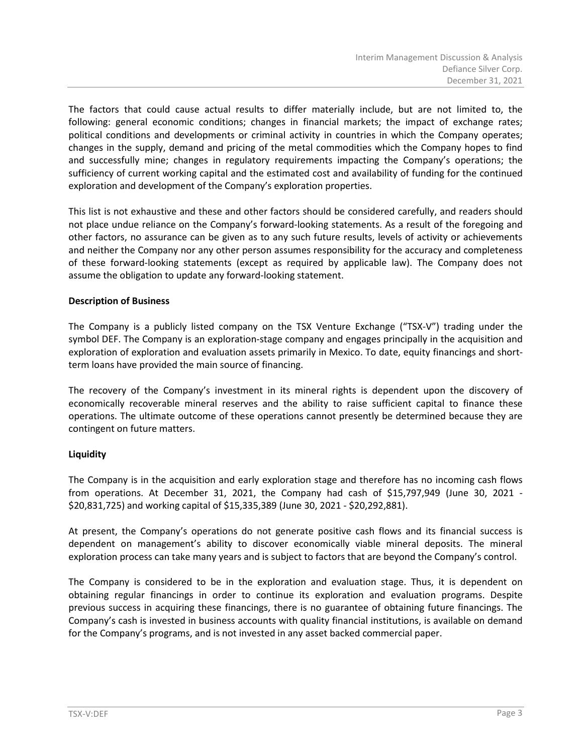The factors that could cause actual results to differ materially include, but are not limited to, the following: general economic conditions; changes in financial markets; the impact of exchange rates; political conditions and developments or criminal activity in countries in which the Company operates; changes in the supply, demand and pricing of the metal commodities which the Company hopes to find and successfully mine; changes in regulatory requirements impacting the Company's operations; the sufficiency of current working capital and the estimated cost and availability of funding for the continued exploration and development of the Company's exploration properties.

This list is not exhaustive and these and other factors should be considered carefully, and readers should not place undue reliance on the Company's forward-looking statements. As a result of the foregoing and other factors, no assurance can be given as to any such future results, levels of activity or achievements and neither the Company nor any other person assumes responsibility for the accuracy and completeness of these forward-looking statements (except as required by applicable law). The Company does not assume the obligation to update any forward-looking statement.

**Description of Business**

The Company is a publicly listed company on the TSX Venture Exchange ("TSX-V") trading under the symbol DEF. The Company is an exploration-stage company and engages principally in the acquisition and exploration of exploration and evaluation assets primarily in Mexico. To date, equity financings and short-term loans have provided the main source of financing.

The recovery of the Company's investment in its mineral rights is dependent upon the discovery of economically recoverable mineral reserves and the ability to raise sufficient capital to finance these operations. The ultimate outcome of these operations cannot presently be determined because they are contingent on future matters.

**Liquidity**

The Company is in the acquisition and early exploration stage and therefore has no incoming cash flows from operations. At December 31, 2021, the Company had cash of $15,797,949 (June 30, 2021 - $20,831,725) and working capital of $15,335,389 (June 30, 2021 - $20,292,881).

At present, the Company's operations do not generate positive cash flows and its financial success is dependent on management's ability to discover economically viable mineral deposits. The mineral exploration process can take many years and is subject to factors that are beyond the Company's control.

The Company is considered to be in the exploration and evaluation stage. Thus, it is dependent on obtaining regular financings in order to continue its exploration and evaluation programs. Despite previous success in acquiring these financings, there is no guarantee of obtaining future financings. The Company's cash is invested in business accounts with quality financial institutions, is available on demand for the Company's programs, and is not invested in any asset backed commercial paper.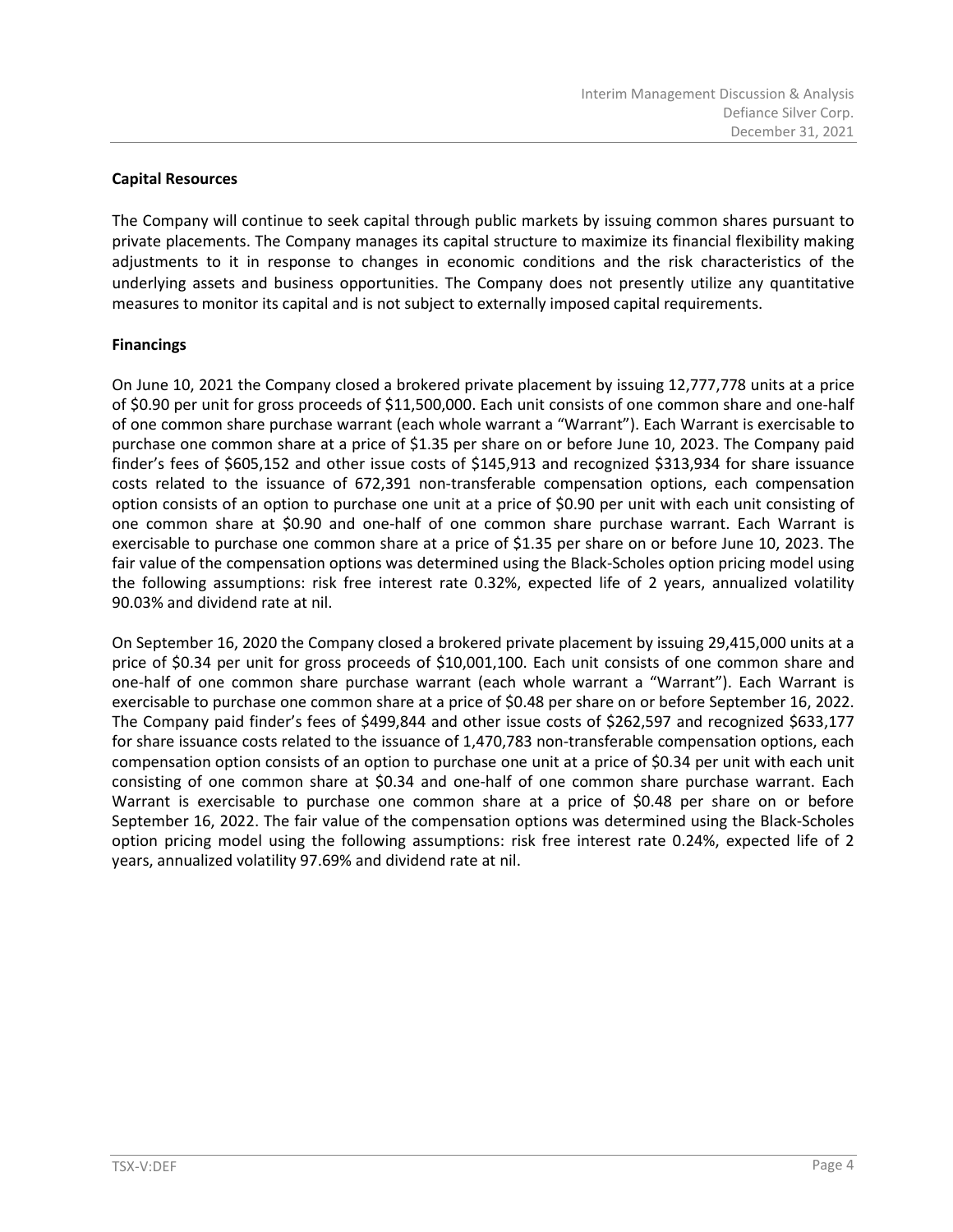## Capital Resources

The Company will continue to seek capital through public markets by issuing common shares pursuant to private placements. The Company manages its capital structure to maximize its financial flexibility making adjustments to it in response to changes in economic conditions and the risk characteristics of the underlying assets and business opportunities. The Company does not presently utilize any quantitative measures to monitor its capital and is not subject to externally imposed capital requirements.

## Financings

On June 10, 2021 the Company closed a brokered private placement by issuing 12,777,778 units at a price of $0.90 per unit for gross proceeds of $11,500,000. Each unit consists of one common share and one-half of one common share purchase warrant (each whole warrant a “Warrant”). Each Warrant is exercisable to purchase one common share at a price of $1.35 per share on or before June 10, 2023. The Company paid finder’s fees of $605,152 and other issue costs of $145,913 and recognized $313,934 for share issuance costs related to the issuance of 672,391 non-transferable compensation options, each compensation option consists of an option to purchase one unit at a price of $0.90 per unit with each unit consisting of one common share at $0.90 and one-half of one common share purchase warrant. Each Warrant is exercisable to purchase one common share at a price of $1.35 per share on or before June 10, 2023. The fair value of the compensation options was determined using the Black-Scholes option pricing model using the following assumptions: risk free interest rate 0.32%, expected life of 2 years, annualized volatility 90.03% and dividend rate at nil.

On September 16, 2020 the Company closed a brokered private placement by issuing 29,415,000 units at a price of $0.34 per unit for gross proceeds of $10,001,100. Each unit consists of one common share and one-half of one common share purchase warrant (each whole warrant a “Warrant”). Each Warrant is exercisable to purchase one common share at a price of $0.48 per share on or before September 16, 2022. The Company paid finder’s fees of $499,844 and other issue costs of $262,597 and recognized $633,177 for share issuance costs related to the issuance of 1,470,783 non-transferable compensation options, each compensation option consists of an option to purchase one unit at a price of $0.34 per unit with each unit consisting of one common share at $0.34 and one-half of one common share purchase warrant. Each Warrant is exercisable to purchase one common share at a price of $0.48 per share on or before September 16, 2022. The fair value of the compensation options was determined using the Black-Scholes option pricing model using the following assumptions: risk free interest rate 0.24%, expected life of 2 years, annualized volatility 97.69% and dividend rate at nil.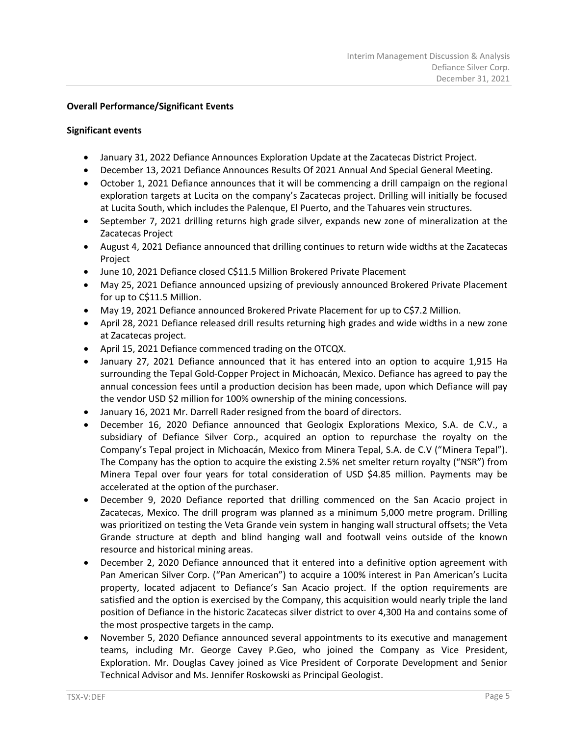**Overall Performance/Significant Events**

**Significant events**

- January 31, 2022 Defiance Announces Exploration Update at the Zacatecas District Project.
- December 13, 2021 Defiance Announces Results Of 2021 Annual And Special General Meeting.
- October 1, 2021 Defiance announces that it will be commencing a drill campaign on the regional exploration targets at Lucita on the company's Zacatecas project. Drilling will initially be focused at Lucita South, which includes the Palenque, El Puerto, and the Tahuares vein structures.
- September 7, 2021 drilling returns high grade silver, expands new zone of mineralization at the Zacatecas Project
- August 4, 2021 Defiance announced that drilling continues to return wide widths at the Zacatecas Project
- June 10, 2021 Defiance closed C$11.5 Million Brokered Private Placement
- May 25, 2021 Defiance announced upsizing of previously announced Brokered Private Placement for up to C$11.5 Million.
- May 19, 2021 Defiance announced Brokered Private Placement for up to C$7.2 Million.
- April 28, 2021 Defiance released drill results returning high grades and wide widths in a new zone at Zacatecas project.
- April 15, 2021 Defiance commenced trading on the OTCQX.
- January 27, 2021 Defiance announced that it has entered into an option to acquire 1,915 Ha surrounding the Tepal Gold-Copper Project in Michoacán, Mexico. Defiance has agreed to pay the annual concession fees until a production decision has been made, upon which Defiance will pay the vendor USD $2 million for 100% ownership of the mining concessions.
- January 16, 2021 Mr. Darrell Rader resigned from the board of directors.
- December 16, 2020 Defiance announced that Geologix Explorations Mexico, S.A. de C.V., a subsidiary of Defiance Silver Corp., acquired an option to repurchase the royalty on the Company's Tepal project in Michoacán, Mexico from Minera Tepal, S.A. de C.V ("Minera Tepal"). The Company has the option to acquire the existing 2.5% net smelter return royalty ("NSR") from Minera Tepal over four years for total consideration of USD $4.85 million. Payments may be accelerated at the option of the purchaser.
- December 9, 2020 Defiance reported that drilling commenced on the San Acacio project in Zacatecas, Mexico. The drill program was planned as a minimum 5,000 metre program. Drilling was prioritized on testing the Veta Grande vein system in hanging wall structural offsets; the Veta Grande structure at depth and blind hanging wall and footwall veins outside of the known resource and historical mining areas.
- December 2, 2020 Defiance announced that it entered into a definitive option agreement with Pan American Silver Corp. ("Pan American") to acquire a 100% interest in Pan American's Lucita property, located adjacent to Defiance's San Acacio project. If the option requirements are satisfied and the option is exercised by the Company, this acquisition would nearly triple the land position of Defiance in the historic Zacatecas silver district to over 4,300 Ha and contains some of the most prospective targets in the camp.
- November 5, 2020 Defiance announced several appointments to its executive and management teams, including Mr. George Cavey P.Geo, who joined the Company as Vice President, Exploration. Mr. Douglas Cavey joined as Vice President of Corporate Development and Senior Technical Advisor and Ms. Jennifer Roskowski as Principal Geologist.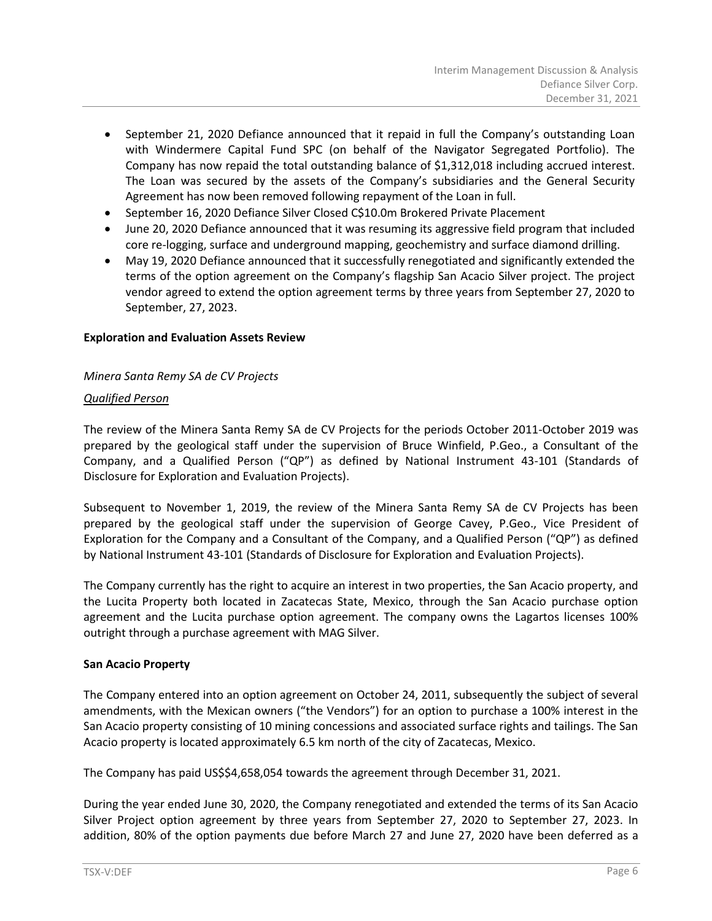- September 21, 2020 Defiance announced that it repaid in full the Company's outstanding Loan with Windermere Capital Fund SPC (on behalf of the Navigator Segregated Portfolio). The Company has now repaid the total outstanding balance of $1,312,018 including accrued interest. The Loan was secured by the assets of the Company's subsidiaries and the General Security Agreement has now been removed following repayment of the Loan in full.
- September 16, 2020 Defiance Silver Closed C$10.0m Brokered Private Placement
- June 20, 2020 Defiance announced that it was resuming its aggressive field program that included core re-logging, surface and underground mapping, geochemistry and surface diamond drilling.
- May 19, 2020 Defiance announced that it successfully renegotiated and significantly extended the terms of the option agreement on the Company's flagship San Acacio Silver project. The project vendor agreed to extend the option agreement terms by three years from September 27, 2020 to September, 27, 2023.

**Exploration and Evaluation Assets Review**

*Minera Santa Remy SA de CV Projects*

*Qualified Person*

The review of the Minera Santa Remy SA de CV Projects for the periods October 2011-October 2019 was prepared by the geological staff under the supervision of Bruce Winfield, P.Geo., a Consultant of the Company, and a Qualified Person ("QP") as defined by National Instrument 43-101 (Standards of Disclosure for Exploration and Evaluation Projects).

Subsequent to November 1, 2019, the review of the Minera Santa Remy SA de CV Projects has been prepared by the geological staff under the supervision of George Cavey, P.Geo., Vice President of Exploration for the Company and a Consultant of the Company, and a Qualified Person ("QP") as defined by National Instrument 43-101 (Standards of Disclosure for Exploration and Evaluation Projects).

The Company currently has the right to acquire an interest in two properties, the San Acacio property, and the Lucita Property both located in Zacatecas State, Mexico, through the San Acacio purchase option agreement and the Lucita purchase option agreement. The company owns the Lagartos licenses 100% outright through a purchase agreement with MAG Silver.

**San Acacio Property**

The Company entered into an option agreement on October 24, 2011, subsequently the subject of several amendments, with the Mexican owners ("the Vendors") for an option to purchase a 100% interest in the San Acacio property consisting of 10 mining concessions and associated surface rights and tailings. The San Acacio property is located approximately 6.5 km north of the city of Zacatecas, Mexico.

The Company has paid US$$4,658,054 towards the agreement through December 31, 2021.

During the year ended June 30, 2020, the Company renegotiated and extended the terms of its San Acacio Silver Project option agreement by three years from September 27, 2020 to September 27, 2023. In addition, 80% of the option payments due before March 27 and June 27, 2020 have been deferred as a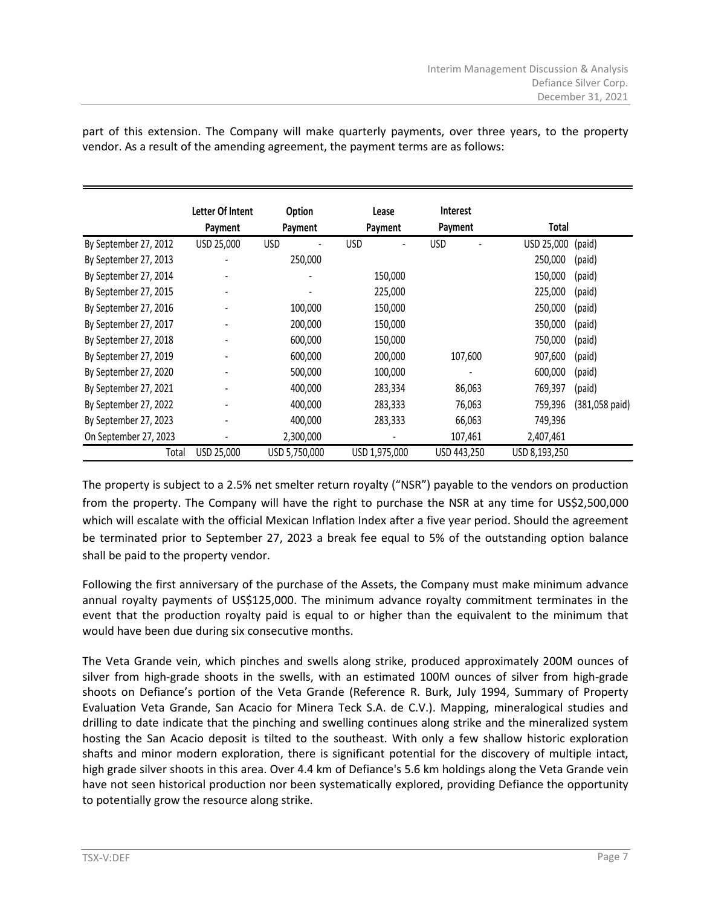part of this extension. The Company will make quarterly payments, over three years, to the property vendor. As a result of the amending agreement, the payment terms are as follows:

| | Letter Of Intent Payment | Option Payment | Lease Payment | Interest Payment | Total | |
|---|---|---|---|---|---|---|
| By September 27, 2012 | USD 25,000 | USD - | USD - | USD - | USD 25,000 | (paid) |
| By September 27, 2013 | - | 250,000 | | | 250,000 | (paid) |
| By September 27, 2014 | - | - | 150,000 | | 150,000 | (paid) |
| By September 27, 2015 | - | - | 225,000 | | 225,000 | (paid) |
| By September 27, 2016 | - | 100,000 | 150,000 | | 250,000 | (paid) |
| By September 27, 2017 | - | 200,000 | 150,000 | | 350,000 | (paid) |
| By September 27, 2018 | - | 600,000 | 150,000 | | 750,000 | (paid) |
| By September 27, 2019 | - | 600,000 | 200,000 | 107,600 | 907,600 | (paid) |
| By September 27, 2020 | - | 500,000 | 100,000 | - | 600,000 | (paid) |
| By September 27, 2021 | - | 400,000 | 283,334 | 86,063 | 769,397 | (paid) |
| By September 27, 2022 | - | 400,000 | 283,333 | 76,063 | 759,396 | (381,058 paid) |
| By September 27, 2023 | - | 400,000 | 283,333 | 66,063 | 749,396 | |
| On September 27, 2023 | - | 2,300,000 | - | 107,461 | 2,407,461 | |
| Total | USD 25,000 | USD 5,750,000 | USD 1,975,000 | USD 443,250 | USD 8,193,250 | |

The property is subject to a 2.5% net smelter return royalty ("NSR") payable to the vendors on production from the property. The Company will have the right to purchase the NSR at any time for US$2,500,000 which will escalate with the official Mexican Inflation Index after a five year period. Should the agreement be terminated prior to September 27, 2023 a break fee equal to 5% of the outstanding option balance shall be paid to the property vendor.

Following the first anniversary of the purchase of the Assets, the Company must make minimum advance annual royalty payments of US$125,000. The minimum advance royalty commitment terminates in the event that the production royalty paid is equal to or higher than the equivalent to the minimum that would have been due during six consecutive months.

The Veta Grande vein, which pinches and swells along strike, produced approximately 200M ounces of silver from high-grade shoots in the swells, with an estimated 100M ounces of silver from high-grade shoots on Defiance's portion of the Veta Grande (Reference R. Burk, July 1994, Summary of Property Evaluation Veta Grande, San Acacio for Minera Teck S.A. de C.V.). Mapping, mineralogical studies and drilling to date indicate that the pinching and swelling continues along strike and the mineralized system hosting the San Acacio deposit is tilted to the southeast. With only a few shallow historic exploration shafts and minor modern exploration, there is significant potential for the discovery of multiple intact, high grade silver shoots in this area. Over 4.4 km of Defiance's 5.6 km holdings along the Veta Grande vein have not seen historical production nor been systematically explored, providing Defiance the opportunity to potentially grow the resource along strike.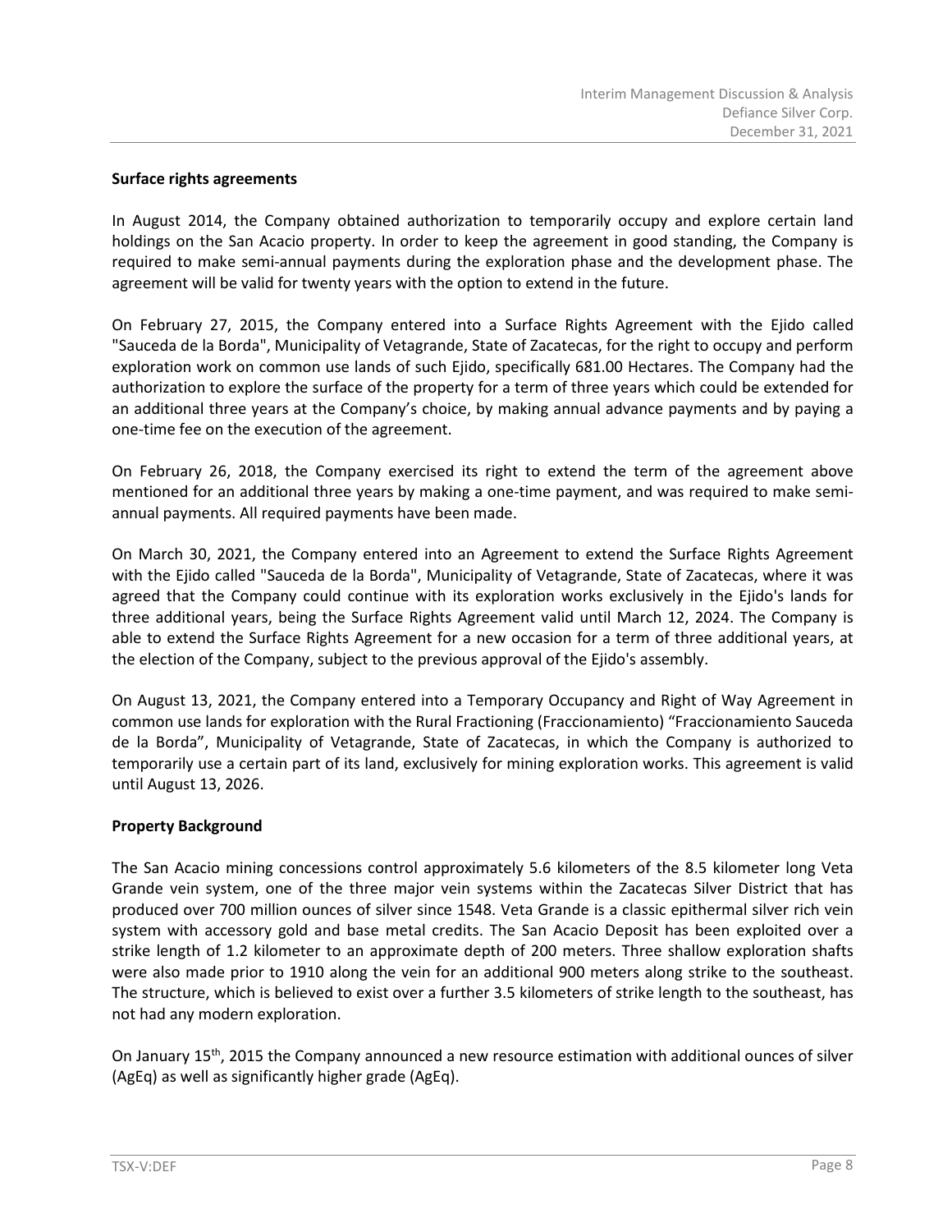**Surface rights agreements**

In August 2014, the Company obtained authorization to temporarily occupy and explore certain land holdings on the San Acacio property. In order to keep the agreement in good standing, the Company is required to make semi-annual payments during the exploration phase and the development phase. The agreement will be valid for twenty years with the option to extend in the future.

On February 27, 2015, the Company entered into a Surface Rights Agreement with the Ejido called "Sauceda de la Borda", Municipality of Vetagrande, State of Zacatecas, for the right to occupy and perform exploration work on common use lands of such Ejido, specifically 681.00 Hectares. The Company had the authorization to explore the surface of the property for a term of three years which could be extended for an additional three years at the Company's choice, by making annual advance payments and by paying a one-time fee on the execution of the agreement.

On February 26, 2018, the Company exercised its right to extend the term of the agreement above mentioned for an additional three years by making a one-time payment, and was required to make semi-annual payments. All required payments have been made.

On March 30, 2021, the Company entered into an Agreement to extend the Surface Rights Agreement with the Ejido called "Sauceda de la Borda", Municipality of Vetagrande, State of Zacatecas, where it was agreed that the Company could continue with its exploration works exclusively in the Ejido's lands for three additional years, being the Surface Rights Agreement valid until March 12, 2024. The Company is able to extend the Surface Rights Agreement for a new occasion for a term of three additional years, at the election of the Company, subject to the previous approval of the Ejido's assembly.

On August 13, 2021, the Company entered into a Temporary Occupancy and Right of Way Agreement in common use lands for exploration with the Rural Fractioning (Fraccionamiento) "Fraccionamiento Sauceda de la Borda", Municipality of Vetagrande, State of Zacatecas, in which the Company is authorized to temporarily use a certain part of its land, exclusively for mining exploration works. This agreement is valid until August 13, 2026.

**Property Background**

The San Acacio mining concessions control approximately 5.6 kilometers of the 8.5 kilometer long Veta Grande vein system, one of the three major vein systems within the Zacatecas Silver District that has produced over 700 million ounces of silver since 1548. Veta Grande is a classic epithermal silver rich vein system with accessory gold and base metal credits. The San Acacio Deposit has been exploited over a strike length of 1.2 kilometer to an approximate depth of 200 meters. Three shallow exploration shafts were also made prior to 1910 along the vein for an additional 900 meters along strike to the southeast. The structure, which is believed to exist over a further 3.5 kilometers of strike length to the southeast, has not had any modern exploration.

On January 15th, 2015 the Company announced a new resource estimation with additional ounces of silver (AgEq) as well as significantly higher grade (AgEq).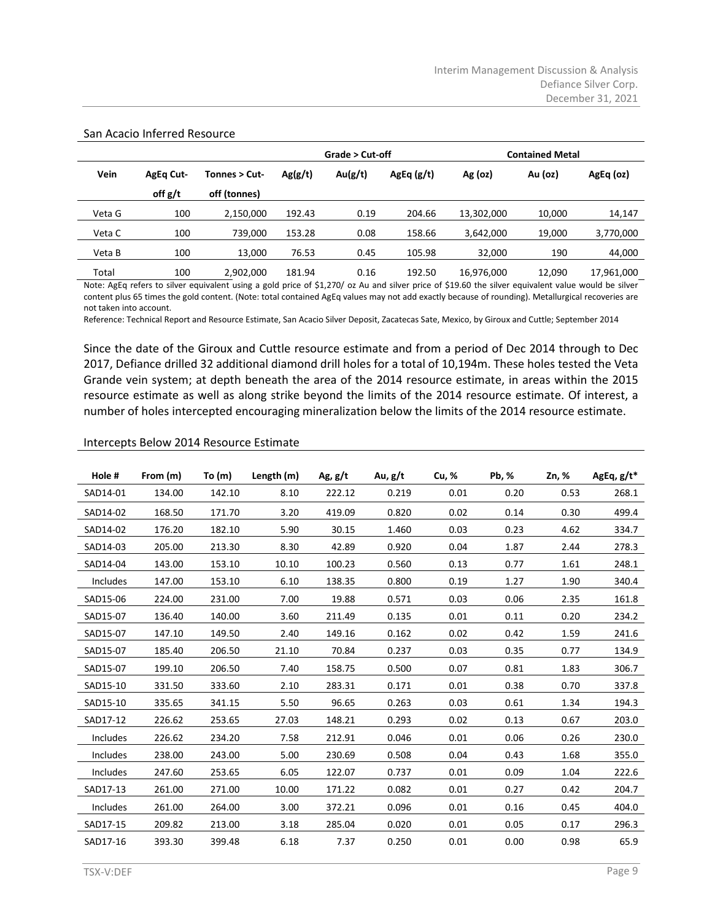San Acacio Inferred Resource

| | | | Grade > Cut-off | | | Contained Metal | | |
|---|---|---|---|---|---|---|---|---|
| Vein | AgEq Cut-off g/t | Tonnes > Cut-off (tonnes) | Ag(g/t) | Au(g/t) | AgEq (g/t) | Ag (oz) | Au (oz) | AgEq (oz) |
| Veta G | 100 | 2,150,000 | 192.43 | 0.19 | 204.66 | 13,302,000 | 10,000 | 14,147 |
| Veta C | 100 | 739,000 | 153.28 | 0.08 | 158.66 | 3,642,000 | 19,000 | 3,770,000 |
| Veta B | 100 | 13,000 | 76.53 | 0.45 | 105.98 | 32,000 | 190 | 44,000 |
| Total | 100 | 2,902,000 | 181.94 | 0.16 | 192.50 | 16,976,000 | 12,090 | 17,961,000 |

Note: AgEq refers to silver equivalent using a gold price of $1,270/ oz Au and silver price of $19.60 the silver equivalent value would be silver content plus 65 times the gold content. (Note: total contained AgEq values may not add exactly because of rounding). Metallurgical recoveries are not taken into account.

Reference: Technical Report and Resource Estimate, San Acacio Silver Deposit, Zacatecas Sate, Mexico, by Giroux and Cuttle; September 2014

Since the date of the Giroux and Cuttle resource estimate and from a period of Dec 2014 through to Dec 2017, Defiance drilled 32 additional diamond drill holes for a total of 10,194m. These holes tested the Veta Grande vein system; at depth beneath the area of the 2014 resource estimate, in areas within the 2015 resource estimate as well as along strike beyond the limits of the 2014 resource estimate. Of interest, a number of holes intercepted encouraging mineralization below the limits of the 2014 resource estimate.

Intercepts Below 2014 Resource Estimate

| Hole # | From (m) | To (m) | Length (m) | Ag, g/t | Au, g/t | Cu, % | Pb, % | Zn, % | AgEq, g/t* |
|---|---|---|---|---|---|---|---|---|---|
| SAD14-01 | 134.00 | 142.10 | 8.10 | 222.12 | 0.219 | 0.01 | 0.20 | 0.53 | 268.1 |
| SAD14-02 | 168.50 | 171.70 | 3.20 | 419.09 | 0.820 | 0.02 | 0.14 | 0.30 | 499.4 |
| SAD14-02 | 176.20 | 182.10 | 5.90 | 30.15 | 1.460 | 0.03 | 0.23 | 4.62 | 334.7 |
| SAD14-03 | 205.00 | 213.30 | 8.30 | 42.89 | 0.920 | 0.04 | 1.87 | 2.44 | 278.3 |
| SAD14-04 | 143.00 | 153.10 | 10.10 | 100.23 | 0.560 | 0.13 | 0.77 | 1.61 | 248.1 |
| Includes | 147.00 | 153.10 | 6.10 | 138.35 | 0.800 | 0.19 | 1.27 | 1.90 | 340.4 |
| SAD15-06 | 224.00 | 231.00 | 7.00 | 19.88 | 0.571 | 0.03 | 0.06 | 2.35 | 161.8 |
| SAD15-07 | 136.40 | 140.00 | 3.60 | 211.49 | 0.135 | 0.01 | 0.11 | 0.20 | 234.2 |
| SAD15-07 | 147.10 | 149.50 | 2.40 | 149.16 | 0.162 | 0.02 | 0.42 | 1.59 | 241.6 |
| SAD15-07 | 185.40 | 206.50 | 21.10 | 70.84 | 0.237 | 0.03 | 0.35 | 0.77 | 134.9 |
| SAD15-07 | 199.10 | 206.50 | 7.40 | 158.75 | 0.500 | 0.07 | 0.81 | 1.83 | 306.7 |
| SAD15-10 | 331.50 | 333.60 | 2.10 | 283.31 | 0.171 | 0.01 | 0.38 | 0.70 | 337.8 |
| SAD15-10 | 335.65 | 341.15 | 5.50 | 96.65 | 0.263 | 0.03 | 0.61 | 1.34 | 194.3 |
| SAD17-12 | 226.62 | 253.65 | 27.03 | 148.21 | 0.293 | 0.02 | 0.13 | 0.67 | 203.0 |
| Includes | 226.62 | 234.20 | 7.58 | 212.91 | 0.046 | 0.01 | 0.06 | 0.26 | 230.0 |
| Includes | 238.00 | 243.00 | 5.00 | 230.69 | 0.508 | 0.04 | 0.43 | 1.68 | 355.0 |
| Includes | 247.60 | 253.65 | 6.05 | 122.07 | 0.737 | 0.01 | 0.09 | 1.04 | 222.6 |
| SAD17-13 | 261.00 | 271.00 | 10.00 | 171.22 | 0.082 | 0.01 | 0.27 | 0.42 | 204.7 |
| Includes | 261.00 | 264.00 | 3.00 | 372.21 | 0.096 | 0.01 | 0.16 | 0.45 | 404.0 |
| SAD17-15 | 209.82 | 213.00 | 3.18 | 285.04 | 0.020 | 0.01 | 0.05 | 0.17 | 296.3 |
| SAD17-16 | 393.30 | 399.48 | 6.18 | 7.37 | 0.250 | 0.01 | 0.00 | 0.98 | 65.9 |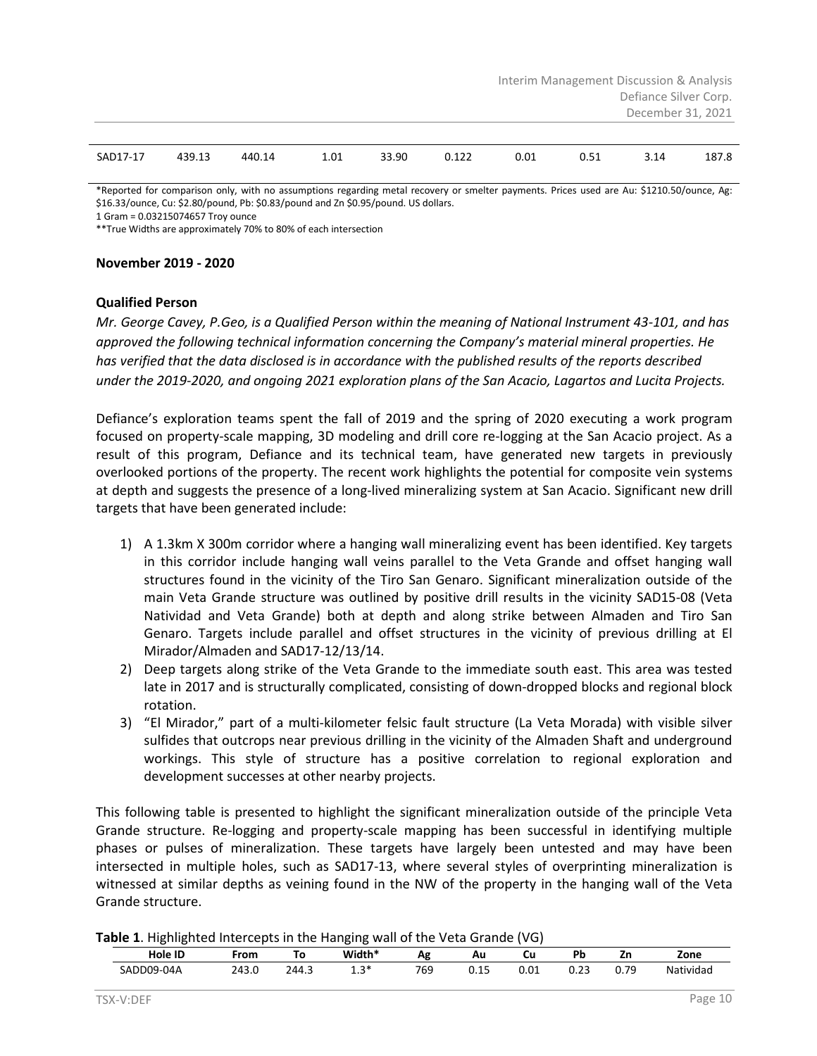| | | | | | | | | | |
|---|---|---|---|---|---|---|---|---|---|
| SAD17-17 | 439.13 | 440.14 | 1.01 | 33.90 | 0.122 | 0.01 | 0.51 | 3.14 | 187.8 |

*Reported for comparison only, with no assumptions regarding metal recovery or smelter payments. Prices used are Au: $1210.50/ounce, Ag: $16.33/ounce, Cu: $2.80/pound, Pb: $0.83/pound and Zn $0.95/pound. US dollars.
1 Gram = 0.03215074657 Troy ounce
**True Widths are approximately 70% to 80% of each intersection

**November 2019 - 2020**

**Qualified Person**

*Mr. George Cavey, P.Geo, is a Qualified Person within the meaning of National Instrument 43-101, and has approved the following technical information concerning the Company's material mineral properties. He has verified that the data disclosed is in accordance with the published results of the reports described under the 2019-2020, and ongoing 2021 exploration plans of the San Acacio, Lagartos and Lucita Projects.*

Defiance's exploration teams spent the fall of 2019 and the spring of 2020 executing a work program focused on property-scale mapping, 3D modeling and drill core re-logging at the San Acacio project. As a result of this program, Defiance and its technical team, have generated new targets in previously overlooked portions of the property. The recent work highlights the potential for composite vein systems at depth and suggests the presence of a long-lived mineralizing system at San Acacio. Significant new drill targets that have been generated include:

1) A 1.3km X 300m corridor where a hanging wall mineralizing event has been identified. Key targets in this corridor include hanging wall veins parallel to the Veta Grande and offset hanging wall structures found in the vicinity of the Tiro San Genaro. Significant mineralization outside of the main Veta Grande structure was outlined by positive drill results in the vicinity SAD15-08 (Veta Natividad and Veta Grande) both at depth and along strike between Almaden and Tiro San Genaro. Targets include parallel and offset structures in the vicinity of previous drilling at El Mirador/Almaden and SAD17-12/13/14.
2) Deep targets along strike of the Veta Grande to the immediate south east. This area was tested late in 2017 and is structurally complicated, consisting of down-dropped blocks and regional block rotation.
3) "El Mirador," part of a multi-kilometer felsic fault structure (La Veta Morada) with visible silver sulfides that outcrops near previous drilling in the vicinity of the Almaden Shaft and underground workings. This style of structure has a positive correlation to regional exploration and development successes at other nearby projects.

This following table is presented to highlight the significant mineralization outside of the principle Veta Grande structure. Re-logging and property-scale mapping has been successful in identifying multiple phases or pulses of mineralization. These targets have largely been untested and may have been intersected in multiple holes, such as SAD17-13, where several styles of overprinting mineralization is witnessed at similar depths as veining found in the NW of the property in the hanging wall of the Veta Grande structure.

**Table 1**. Highlighted Intercepts in the Hanging wall of the Veta Grande (VG)

| Hole ID | From | To | Width* | Ag | Au | Cu | Pb | Zn | Zone |
|---|---|---|---|---|---|---|---|---|---|
| SADD09-04A | 243.0 | 244.3 | 1.3* | 769 | 0.15 | 0.01 | 0.23 | 0.79 | Natividad |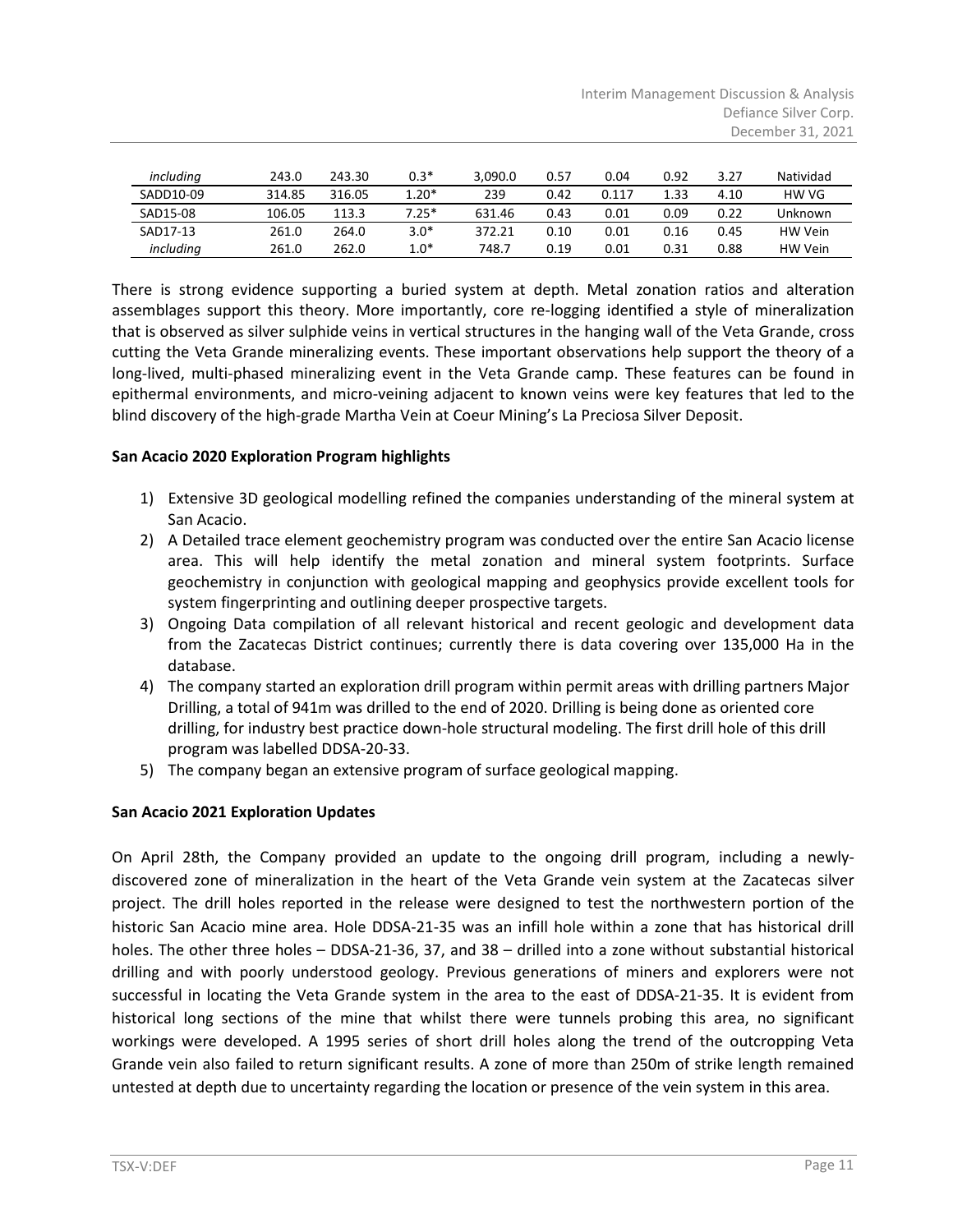| | | | | | | | | | |
|---|---|---|---|---|---|---|---|---|---|
| *including* | 243.0 | 243.30 | 0.3* | 3,090.0 | 0.57 | 0.04 | 0.92 | 3.27 | Natividad |
| SADD10-09 | 314.85 | 316.05 | 1.20* | 239 | 0.42 | 0.117 | 1.33 | 4.10 | HW VG |
| SAD15-08 | 106.05 | 113.3 | 7.25* | 631.46 | 0.43 | 0.01 | 0.09 | 0.22 | Unknown |
| SAD17-13 | 261.0 | 264.0 | 3.0* | 372.21 | 0.10 | 0.01 | 0.16 | 0.45 | HW Vein |
| *including* | 261.0 | 262.0 | 1.0* | 748.7 | 0.19 | 0.01 | 0.31 | 0.88 | HW Vein |

There is strong evidence supporting a buried system at depth. Metal zonation ratios and alteration assemblages support this theory. More importantly, core re-logging identified a style of mineralization that is observed as silver sulphide veins in vertical structures in the hanging wall of the Veta Grande, cross cutting the Veta Grande mineralizing events. These important observations help support the theory of a long-lived, multi-phased mineralizing event in the Veta Grande camp. These features can be found in epithermal environments, and micro-veining adjacent to known veins were key features that led to the blind discovery of the high-grade Martha Vein at Coeur Mining's La Preciosa Silver Deposit.

**San Acacio 2020 Exploration Program highlights**

1) Extensive 3D geological modelling refined the companies understanding of the mineral system at San Acacio.
2) A Detailed trace element geochemistry program was conducted over the entire San Acacio license area. This will help identify the metal zonation and mineral system footprints. Surface geochemistry in conjunction with geological mapping and geophysics provide excellent tools for system fingerprinting and outlining deeper prospective targets.
3) Ongoing Data compilation of all relevant historical and recent geologic and development data from the Zacatecas District continues; currently there is data covering over 135,000 Ha in the database.
4) The company started an exploration drill program within permit areas with drilling partners Major Drilling, a total of 941m was drilled to the end of 2020. Drilling is being done as oriented core drilling, for industry best practice down-hole structural modeling. The first drill hole of this drill program was labelled DDSA-20-33.
5) The company began an extensive program of surface geological mapping.

**San Acacio 2021 Exploration Updates**

On April 28th, the Company provided an update to the ongoing drill program, including a newly-discovered zone of mineralization in the heart of the Veta Grande vein system at the Zacatecas silver project. The drill holes reported in the release were designed to test the northwestern portion of the historic San Acacio mine area. Hole DDSA-21-35 was an infill hole within a zone that has historical drill holes. The other three holes – DDSA-21-36, 37, and 38 – drilled into a zone without substantial historical drilling and with poorly understood geology. Previous generations of miners and explorers were not successful in locating the Veta Grande system in the area to the east of DDSA-21-35. It is evident from historical long sections of the mine that whilst there were tunnels probing this area, no significant workings were developed. A 1995 series of short drill holes along the trend of the outcropping Veta Grande vein also failed to return significant results. A zone of more than 250m of strike length remained untested at depth due to uncertainty regarding the location or presence of the vein system in this area.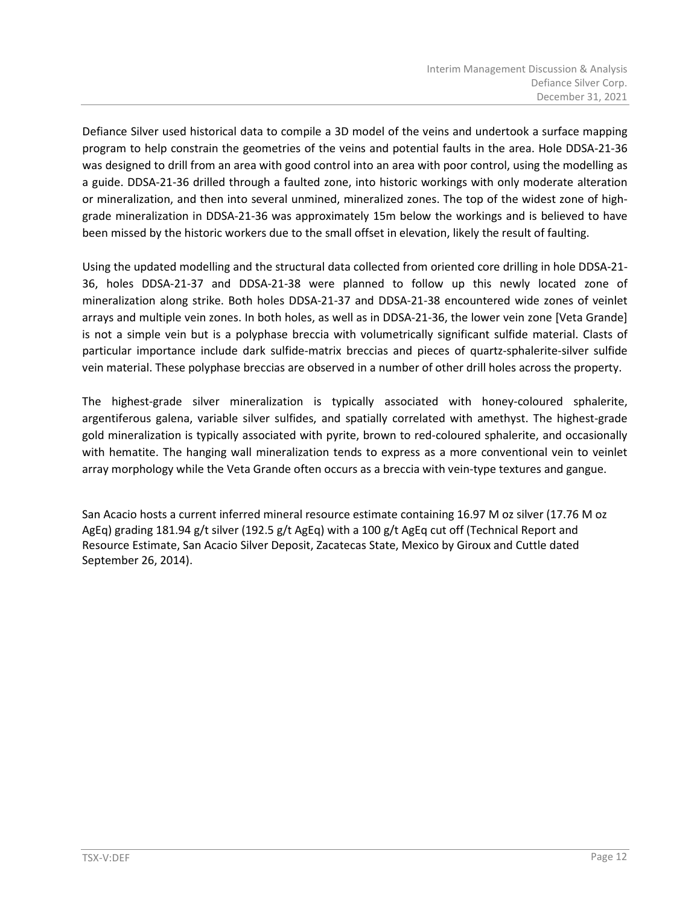Defiance Silver used historical data to compile a 3D model of the veins and undertook a surface mapping program to help constrain the geometries of the veins and potential faults in the area. Hole DDSA-21-36 was designed to drill from an area with good control into an area with poor control, using the modelling as a guide. DDSA-21-36 drilled through a faulted zone, into historic workings with only moderate alteration or mineralization, and then into several unmined, mineralized zones. The top of the widest zone of high-grade mineralization in DDSA-21-36 was approximately 15m below the workings and is believed to have been missed by the historic workers due to the small offset in elevation, likely the result of faulting.

Using the updated modelling and the structural data collected from oriented core drilling in hole DDSA-21-36, holes DDSA-21-37 and DDSA-21-38 were planned to follow up this newly located zone of mineralization along strike. Both holes DDSA-21-37 and DDSA-21-38 encountered wide zones of veinlet arrays and multiple vein zones. In both holes, as well as in DDSA-21-36, the lower vein zone [Veta Grande] is not a simple vein but is a polyphase breccia with volumetrically significant sulfide material. Clasts of particular importance include dark sulfide-matrix breccias and pieces of quartz-sphalerite-silver sulfide vein material. These polyphase breccias are observed in a number of other drill holes across the property.

The highest-grade silver mineralization is typically associated with honey-coloured sphalerite, argentiferous galena, variable silver sulfides, and spatially correlated with amethyst. The highest-grade gold mineralization is typically associated with pyrite, brown to red-coloured sphalerite, and occasionally with hematite. The hanging wall mineralization tends to express as a more conventional vein to veinlet array morphology while the Veta Grande often occurs as a breccia with vein-type textures and gangue.

San Acacio hosts a current inferred mineral resource estimate containing 16.97 M oz silver (17.76 M oz AgEq) grading 181.94 g/t silver (192.5 g/t AgEq) with a 100 g/t AgEq cut off (Technical Report and Resource Estimate, San Acacio Silver Deposit, Zacatecas State, Mexico by Giroux and Cuttle dated September 26, 2014).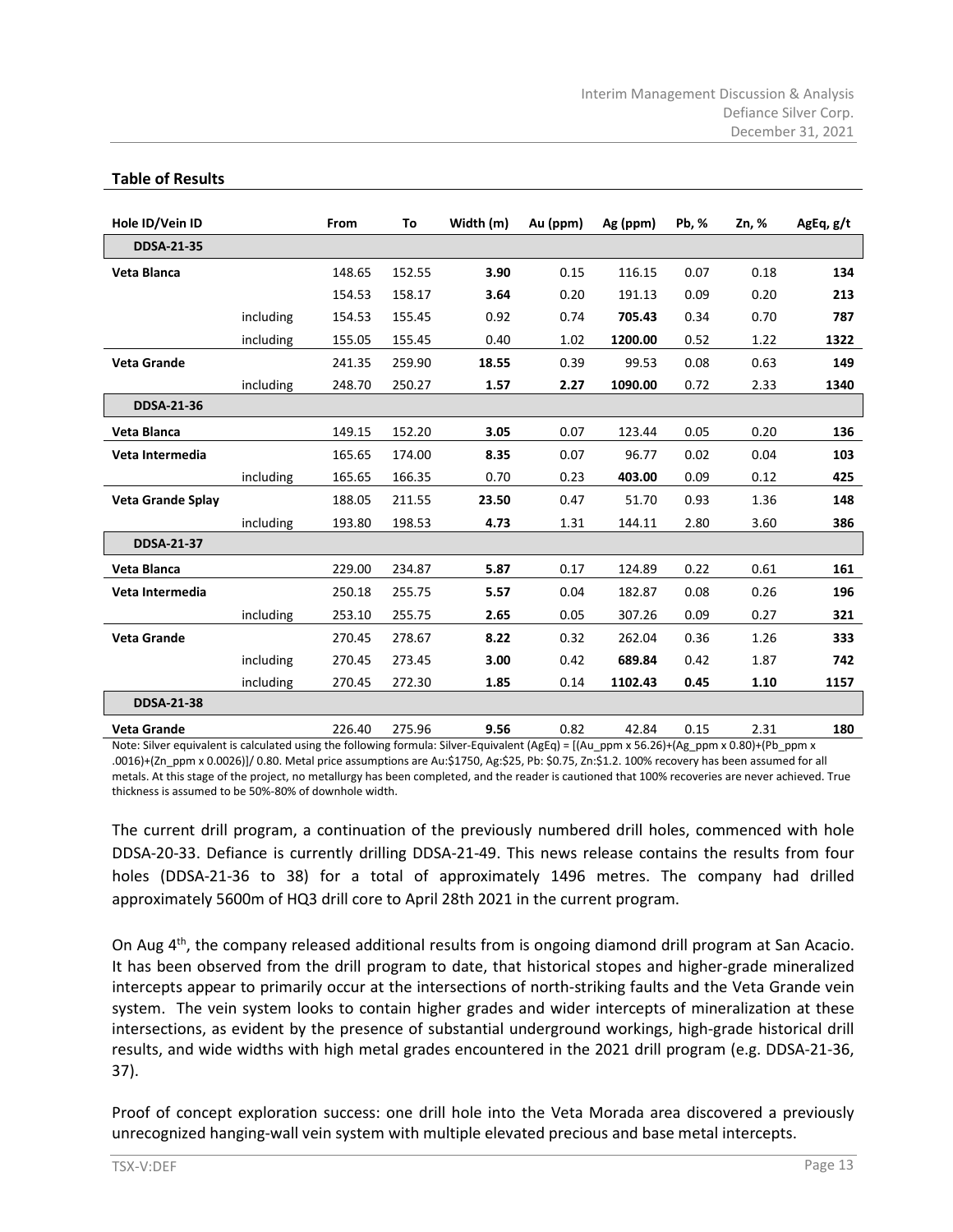### Table of Results

| Hole ID/Vein ID | | From | To | Width (m) | Au (ppm) | Ag (ppm) | Pb, % | Zn, % | AgEq, g/t |
|---|---|---|---|---|---|---|---|---|---|
| **DDSA-21-35** | | | | | | | | | |
| **Veta Blanca** | | 148.65 | 152.55 | **3.90** | 0.15 | 116.15 | 0.07 | 0.18 | **134** |
| | | 154.53 | 158.17 | **3.64** | 0.20 | 191.13 | 0.09 | 0.20 | **213** |
| | including | 154.53 | 155.45 | 0.92 | 0.74 | **705.43** | 0.34 | 0.70 | **787** |
| | including | 155.05 | 155.45 | 0.40 | 1.02 | **1200.00** | 0.52 | 1.22 | **1322** |
| **Veta Grande** | | 241.35 | 259.90 | **18.55** | 0.39 | 99.53 | 0.08 | 0.63 | **149** |
| | including | 248.70 | 250.27 | **1.57** | **2.27** | **1090.00** | 0.72 | 2.33 | **1340** |
| **DDSA-21-36** | | | | | | | | | |
| **Veta Blanca** | | 149.15 | 152.20 | **3.05** | 0.07 | 123.44 | 0.05 | 0.20 | **136** |
| **Veta Intermedia** | | 165.65 | 174.00 | **8.35** | 0.07 | 96.77 | 0.02 | 0.04 | **103** |
| | including | 165.65 | 166.35 | 0.70 | 0.23 | **403.00** | 0.09 | 0.12 | **425** |
| **Veta Grande Splay** | | 188.05 | 211.55 | **23.50** | 0.47 | 51.70 | 0.93 | 1.36 | **148** |
| | including | 193.80 | 198.53 | **4.73** | 1.31 | 144.11 | 2.80 | 3.60 | **386** |
| **DDSA-21-37** | | | | | | | | | |
| **Veta Blanca** | | 229.00 | 234.87 | **5.87** | 0.17 | 124.89 | 0.22 | 0.61 | **161** |
| **Veta Intermedia** | | 250.18 | 255.75 | **5.57** | 0.04 | 182.87 | 0.08 | 0.26 | **196** |
| | including | 253.10 | 255.75 | **2.65** | 0.05 | 307.26 | 0.09 | 0.27 | **321** |
| **Veta Grande** | | 270.45 | 278.67 | **8.22** | 0.32 | 262.04 | 0.36 | 1.26 | **333** |
| | including | 270.45 | 273.45 | **3.00** | 0.42 | **689.84** | 0.42 | 1.87 | **742** |
| | including | 270.45 | 272.30 | **1.85** | 0.14 | **1102.43** | **0.45** | **1.10** | **1157** |
| **DDSA-21-38** | | | | | | | | | |
| **Veta Grande** | | 226.40 | 275.96 | **9.56** | 0.82 | 42.84 | 0.15 | 2.31 | **180** |

Note: Silver equivalent is calculated using the following formula: Silver-Equivalent (AgEq) = [(Au_ppm x 56.26)+(Ag_ppm x 0.80)+(Pb_ppm x .0016)+(Zn_ppm x 0.0026)]/ 0.80. Metal price assumptions are Au:$1750, Ag:$25, Pb: $0.75, Zn:$1.2. 100% recovery has been assumed for all metals. At this stage of the project, no metallurgy has been completed, and the reader is cautioned that 100% recoveries are never achieved. True thickness is assumed to be 50%-80% of downhole width.

The current drill program, a continuation of the previously numbered drill holes, commenced with hole DDSA-20-33. Defiance is currently drilling DDSA-21-49. This news release contains the results from four holes (DDSA-21-36 to 38) for a total of approximately 1496 metres. The company had drilled approximately 5600m of HQ3 drill core to April 28th 2021 in the current program.

On Aug 4th, the company released additional results from is ongoing diamond drill program at San Acacio. It has been observed from the drill program to date, that historical stopes and higher-grade mineralized intercepts appear to primarily occur at the intersections of north-striking faults and the Veta Grande vein system. The vein system looks to contain higher grades and wider intercepts of mineralization at these intersections, as evident by the presence of substantial underground workings, high-grade historical drill results, and wide widths with high metal grades encountered in the 2021 drill program (e.g. DDSA-21-36, 37).

Proof of concept exploration success: one drill hole into the Veta Morada area discovered a previously unrecognized hanging-wall vein system with multiple elevated precious and base metal intercepts.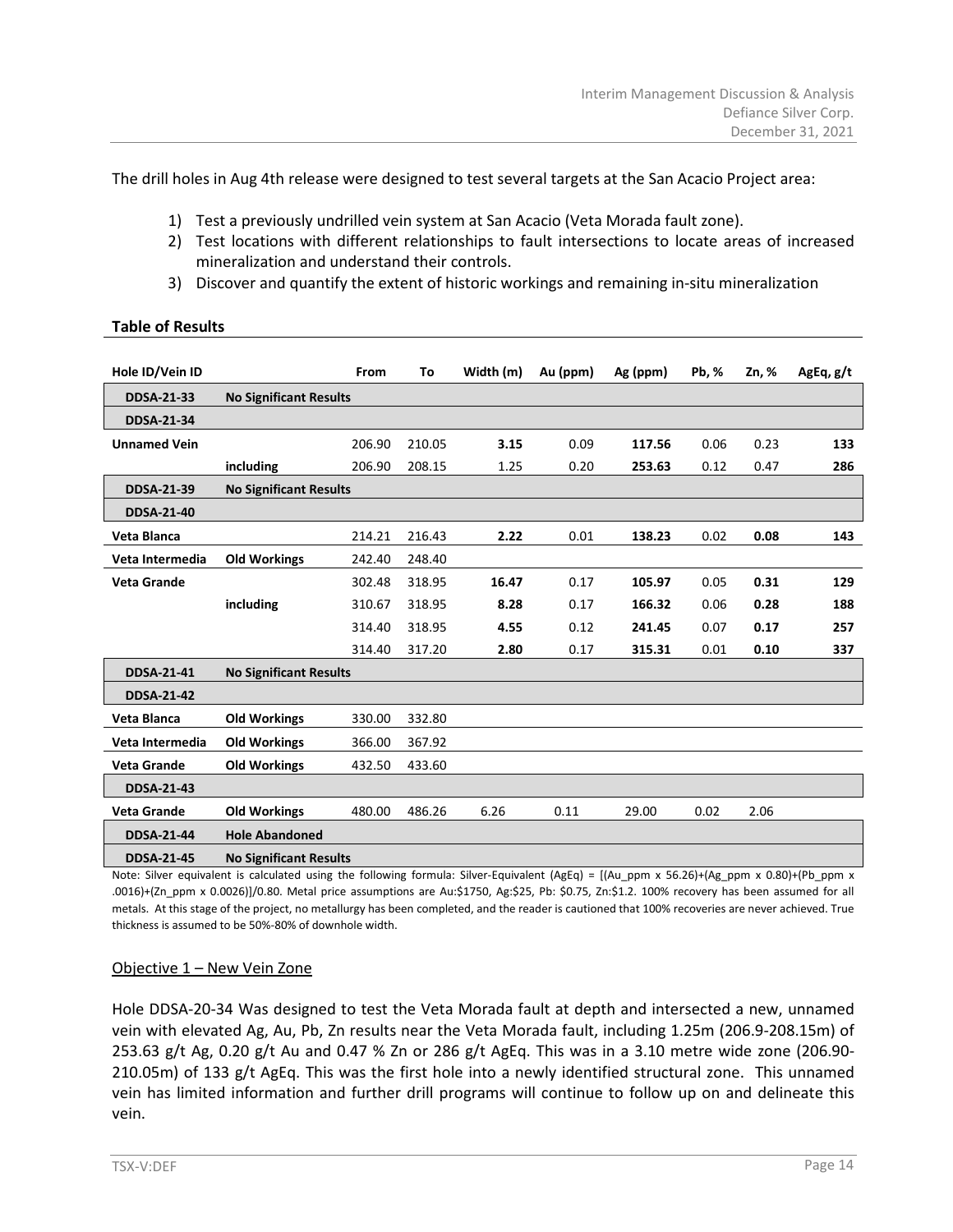The drill holes in Aug 4th release were designed to test several targets at the San Acacio Project area:

1) Test a previously undrilled vein system at San Acacio (Veta Morada fault zone).
2) Test locations with different relationships to fault intersections to locate areas of increased mineralization and understand their controls.
3) Discover and quantify the extent of historic workings and remaining in-situ mineralization

### Table of Results

| Hole ID/Vein ID | | From | To | Width (m) | Au (ppm) | Ag (ppm) | Pb, % | Zn, % | AgEq, g/t |
|---|---|---|---|---|---|---|---|---|---|
| **DDSA-21-33** | **No Significant Results** | | | | | | | | |
| **DDSA-21-34** | | | | | | | | | |
| **Unnamed Vein** | | 206.90 | 210.05 | **3.15** | 0.09 | **117.56** | 0.06 | 0.23 | **133** |
| | **including** | 206.90 | 208.15 | 1.25 | 0.20 | **253.63** | 0.12 | 0.47 | **286** |
| **DDSA-21-39** | **No Significant Results** | | | | | | | | |
| **DDSA-21-40** | | | | | | | | | |
| **Veta Blanca** | | 214.21 | 216.43 | **2.22** | 0.01 | **138.23** | 0.02 | **0.08** | **143** |
| **Veta Intermedia** | **Old Workings** | 242.40 | 248.40 | | | | | | |
| **Veta Grande** | | 302.48 | 318.95 | **16.47** | 0.17 | **105.97** | 0.05 | **0.31** | **129** |
| | **including** | 310.67 | 318.95 | **8.28** | 0.17 | **166.32** | 0.06 | **0.28** | **188** |
| | | 314.40 | 318.95 | **4.55** | 0.12 | **241.45** | 0.07 | **0.17** | **257** |
| | | 314.40 | 317.20 | **2.80** | 0.17 | **315.31** | 0.01 | **0.10** | **337** |
| **DDSA-21-41** | **No Significant Results** | | | | | | | | |
| **DDSA-21-42** | | | | | | | | | |
| **Veta Blanca** | **Old Workings** | 330.00 | 332.80 | | | | | | |
| **Veta Intermedia** | **Old Workings** | 366.00 | 367.92 | | | | | | |
| **Veta Grande** | **Old Workings** | 432.50 | 433.60 | | | | | | |
| **DDSA-21-43** | | | | | | | | | |
| **Veta Grande** | **Old Workings** | 480.00 | 486.26 | 6.26 | 0.11 | 29.00 | 0.02 | 2.06 | |
| **DDSA-21-44** | **Hole Abandoned** | | | | | | | | |
| **DDSA-21-45** | **No Significant Results** | | | | | | | | |

Note: Silver equivalent is calculated using the following formula: Silver-Equivalent (AgEq) = [(Au_ppm x 56.26)+(Ag_ppm x 0.80)+(Pb_ppm x .0016)+(Zn_ppm x 0.0026)]/0.80. Metal price assumptions are Au:$1750, Ag:$25, Pb: $0.75, Zn:$1.2. 100% recovery has been assumed for all metals. At this stage of the project, no metallurgy has been completed, and the reader is cautioned that 100% recoveries are never achieved. True thickness is assumed to be 50%-80% of downhole width.

#### Objective 1 – New Vein Zone

Hole DDSA-20-34 Was designed to test the Veta Morada fault at depth and intersected a new, unnamed vein with elevated Ag, Au, Pb, Zn results near the Veta Morada fault, including 1.25m (206.9-208.15m) of 253.63 g/t Ag, 0.20 g/t Au and 0.47 % Zn or 286 g/t AgEq. This was in a 3.10 metre wide zone (206.90-210.05m) of 133 g/t AgEq. This was the first hole into a newly identified structural zone. This unnamed vein has limited information and further drill programs will continue to follow up on and delineate this vein.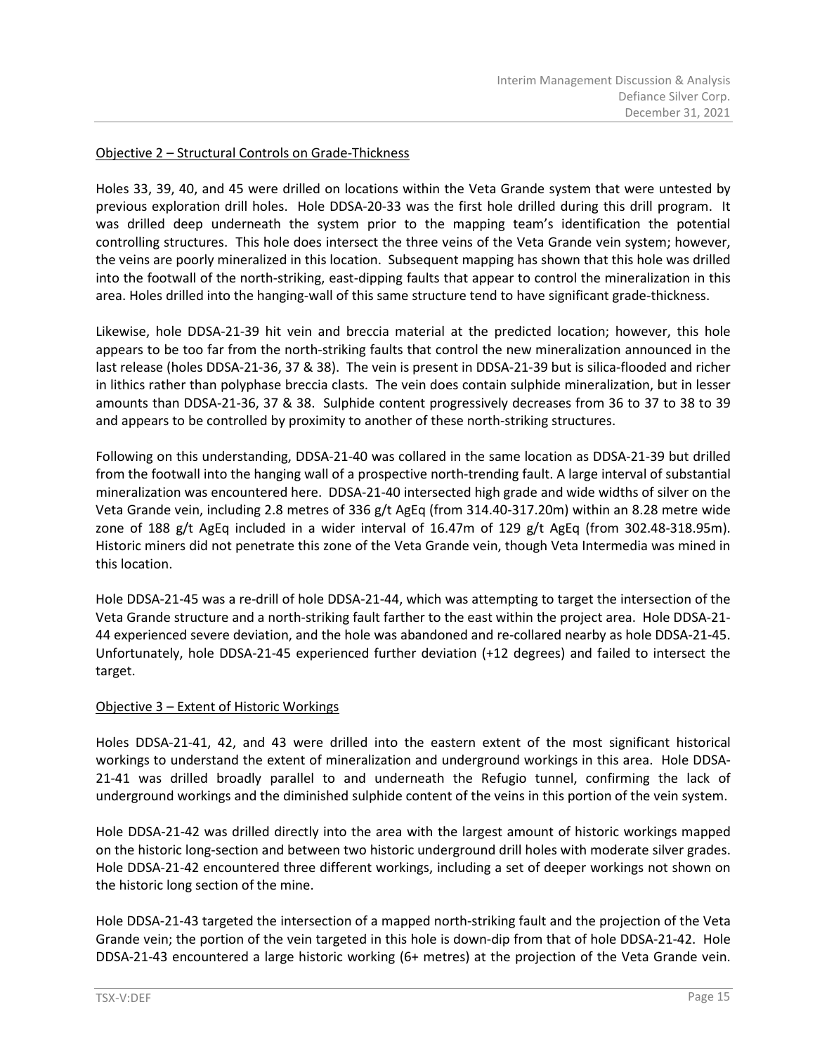Objective 2 – Structural Controls on Grade-Thickness

Holes 33, 39, 40, and 45 were drilled on locations within the Veta Grande system that were untested by previous exploration drill holes. Hole DDSA-20-33 was the first hole drilled during this drill program. It was drilled deep underneath the system prior to the mapping team's identification the potential controlling structures. This hole does intersect the three veins of the Veta Grande vein system; however, the veins are poorly mineralized in this location. Subsequent mapping has shown that this hole was drilled into the footwall of the north-striking, east-dipping faults that appear to control the mineralization in this area. Holes drilled into the hanging-wall of this same structure tend to have significant grade-thickness.

Likewise, hole DDSA-21-39 hit vein and breccia material at the predicted location; however, this hole appears to be too far from the north-striking faults that control the new mineralization announced in the last release (holes DDSA-21-36, 37 & 38). The vein is present in DDSA-21-39 but is silica-flooded and richer in lithics rather than polyphase breccia clasts. The vein does contain sulphide mineralization, but in lesser amounts than DDSA-21-36, 37 & 38. Sulphide content progressively decreases from 36 to 37 to 38 to 39 and appears to be controlled by proximity to another of these north-striking structures.

Following on this understanding, DDSA-21-40 was collared in the same location as DDSA-21-39 but drilled from the footwall into the hanging wall of a prospective north-trending fault. A large interval of substantial mineralization was encountered here. DDSA-21-40 intersected high grade and wide widths of silver on the Veta Grande vein, including 2.8 metres of 336 g/t AgEq (from 314.40-317.20m) within an 8.28 metre wide zone of 188 g/t AgEq included in a wider interval of 16.47m of 129 g/t AgEq (from 302.48-318.95m). Historic miners did not penetrate this zone of the Veta Grande vein, though Veta Intermedia was mined in this location.

Hole DDSA-21-45 was a re-drill of hole DDSA-21-44, which was attempting to target the intersection of the Veta Grande structure and a north-striking fault farther to the east within the project area. Hole DDSA-21-44 experienced severe deviation, and the hole was abandoned and re-collared nearby as hole DDSA-21-45. Unfortunately, hole DDSA-21-45 experienced further deviation (+12 degrees) and failed to intersect the target.

Objective 3 – Extent of Historic Workings

Holes DDSA-21-41, 42, and 43 were drilled into the eastern extent of the most significant historical workings to understand the extent of mineralization and underground workings in this area. Hole DDSA-21-41 was drilled broadly parallel to and underneath the Refugio tunnel, confirming the lack of underground workings and the diminished sulphide content of the veins in this portion of the vein system.

Hole DDSA-21-42 was drilled directly into the area with the largest amount of historic workings mapped on the historic long-section and between two historic underground drill holes with moderate silver grades. Hole DDSA-21-42 encountered three different workings, including a set of deeper workings not shown on the historic long section of the mine.

Hole DDSA-21-43 targeted the intersection of a mapped north-striking fault and the projection of the Veta Grande vein; the portion of the vein targeted in this hole is down-dip from that of hole DDSA-21-42. Hole DDSA-21-43 encountered a large historic working (6+ metres) at the projection of the Veta Grande vein.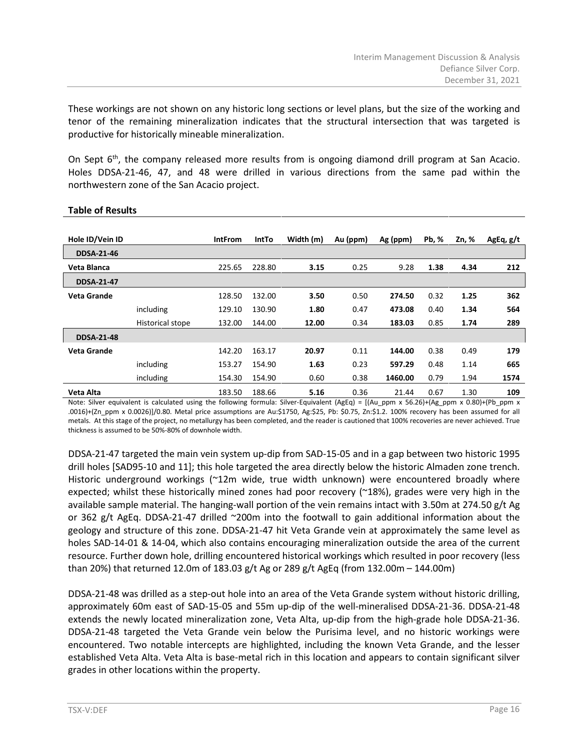These workings are not shown on any historic long sections or level plans, but the size of the working and tenor of the remaining mineralization indicates that the structural intersection that was targeted is productive for historically mineable mineralization.

On Sept 6th, the company released more results from is ongoing diamond drill program at San Acacio. Holes DDSA-21-46, 47, and 48 were drilled in various directions from the same pad within the northwestern zone of the San Acacio project.

**Table of Results**

| Hole ID/Vein ID | | IntFrom | IntTo | Width (m) | Au (ppm) | Ag (ppm) | Pb, % | Zn, % | AgEq, g/t |
|---|---|---|---|---|---|---|---|---|---|
| **DDSA-21-46** | | | | | | | | | |
| **Veta Blanca** | | 225.65 | 228.80 | **3.15** | 0.25 | 9.28 | **1.38** | **4.34** | **212** |
| **DDSA-21-47** | | | | | | | | | |
| **Veta Grande** | | 128.50 | 132.00 | **3.50** | 0.50 | **274.50** | 0.32 | **1.25** | **362** |
| | including | 129.10 | 130.90 | **1.80** | 0.47 | **473.08** | 0.40 | **1.34** | **564** |
| | Historical stope | 132.00 | 144.00 | **12.00** | 0.34 | **183.03** | 0.85 | **1.74** | **289** |
| **DDSA-21-48** | | | | | | | | | |
| **Veta Grande** | | 142.20 | 163.17 | **20.97** | 0.11 | **144.00** | 0.38 | 0.49 | **179** |
| | including | 153.27 | 154.90 | **1.63** | 0.23 | **597.29** | 0.48 | 1.14 | **665** |
| | including | 154.30 | 154.90 | 0.60 | 0.38 | **1460.00** | 0.79 | 1.94 | **1574** |
| **Veta Alta** | | 183.50 | 188.66 | **5.16** | 0.36 | 21.44 | 0.67 | 1.30 | **109** |

Note: Silver equivalent is calculated using the following formula: Silver-Equivalent (AgEq) = [(Au_ppm x 56.26)+(Ag_ppm x 0.80)+(Pb_ppm x .0016)+(Zn_ppm x 0.0026)]/0.80. Metal price assumptions are Au:$1750, Ag:$25, Pb: $0.75, Zn:$1.2. 100% recovery has been assumed for all metals. At this stage of the project, no metallurgy has been completed, and the reader is cautioned that 100% recoveries are never achieved. True thickness is assumed to be 50%-80% of downhole width.

DDSA-21-47 targeted the main vein system up-dip from SAD-15-05 and in a gap between two historic 1995 drill holes [SAD95-10 and 11]; this hole targeted the area directly below the historic Almaden zone trench. Historic underground workings (~12m wide, true width unknown) were encountered broadly where expected; whilst these historically mined zones had poor recovery (~18%), grades were very high in the available sample material. The hanging-wall portion of the vein remains intact with 3.50m at 274.50 g/t Ag or 362 g/t AgEq. DDSA-21-47 drilled ~200m into the footwall to gain additional information about the geology and structure of this zone. DDSA-21-47 hit Veta Grande vein at approximately the same level as holes SAD-14-01 & 14-04, which also contains encouraging mineralization outside the area of the current resource. Further down hole, drilling encountered historical workings which resulted in poor recovery (less than 20%) that returned 12.0m of 183.03 g/t Ag or 289 g/t AgEq (from 132.00m – 144.00m)

DDSA-21-48 was drilled as a step-out hole into an area of the Veta Grande system without historic drilling, approximately 60m east of SAD-15-05 and 55m up-dip of the well-mineralised DDSA-21-36. DDSA-21-48 extends the newly located mineralization zone, Veta Alta, up-dip from the high-grade hole DDSA-21-36. DDSA-21-48 targeted the Veta Grande vein below the Purisima level, and no historic workings were encountered. Two notable intercepts are highlighted, including the known Veta Grande, and the lesser established Veta Alta. Veta Alta is base-metal rich in this location and appears to contain significant silver grades in other locations within the property.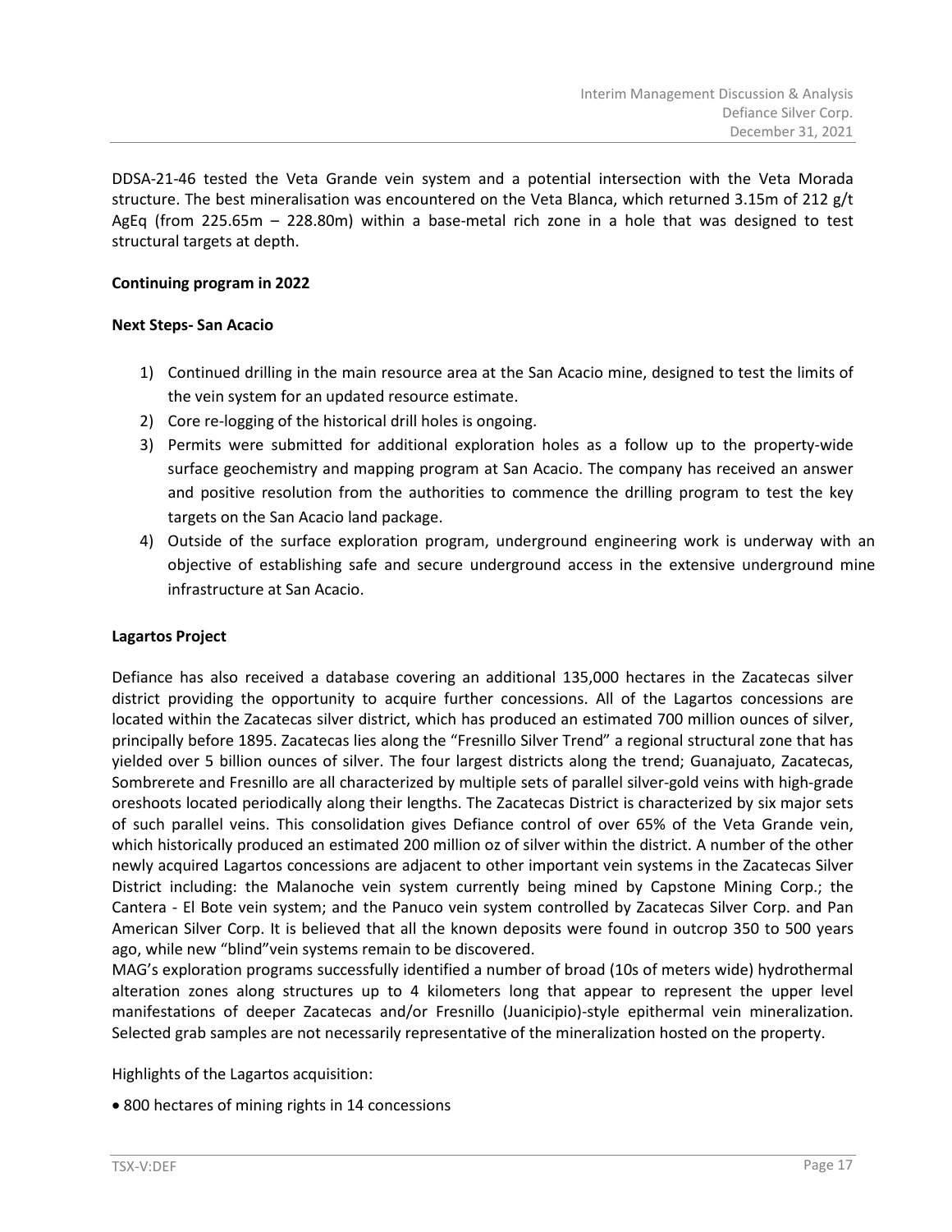DDSA-21-46 tested the Veta Grande vein system and a potential intersection with the Veta Morada structure. The best mineralisation was encountered on the Veta Blanca, which returned 3.15m of 212 g/t AgEq (from 225.65m – 228.80m) within a base-metal rich zone in a hole that was designed to test structural targets at depth.

**Continuing program in 2022**

**Next Steps- San Acacio**

1) Continued drilling in the main resource area at the San Acacio mine, designed to test the limits of the vein system for an updated resource estimate.
2) Core re-logging of the historical drill holes is ongoing.
3) Permits were submitted for additional exploration holes as a follow up to the property-wide surface geochemistry and mapping program at San Acacio. The company has received an answer and positive resolution from the authorities to commence the drilling program to test the key targets on the San Acacio land package.
4) Outside of the surface exploration program, underground engineering work is underway with an objective of establishing safe and secure underground access in the extensive underground mine infrastructure at San Acacio.

**Lagartos Project**

Defiance has also received a database covering an additional 135,000 hectares in the Zacatecas silver district providing the opportunity to acquire further concessions. All of the Lagartos concessions are located within the Zacatecas silver district, which has produced an estimated 700 million ounces of silver, principally before 1895. Zacatecas lies along the "Fresnillo Silver Trend" a regional structural zone that has yielded over 5 billion ounces of silver. The four largest districts along the trend; Guanajuato, Zacatecas, Sombrerete and Fresnillo are all characterized by multiple sets of parallel silver-gold veins with high-grade oreshoots located periodically along their lengths. The Zacatecas District is characterized by six major sets of such parallel veins. This consolidation gives Defiance control of over 65% of the Veta Grande vein, which historically produced an estimated 200 million oz of silver within the district. A number of the other newly acquired Lagartos concessions are adjacent to other important vein systems in the Zacatecas Silver District including: the Malanoche vein system currently being mined by Capstone Mining Corp.; the Cantera - El Bote vein system; and the Panuco vein system controlled by Zacatecas Silver Corp. and Pan American Silver Corp. It is believed that all the known deposits were found in outcrop 350 to 500 years ago, while new "blind"vein systems remain to be discovered.
MAG's exploration programs successfully identified a number of broad (10s of meters wide) hydrothermal alteration zones along structures up to 4 kilometers long that appear to represent the upper level manifestations of deeper Zacatecas and/or Fresnillo (Juanicipio)-style epithermal vein mineralization. Selected grab samples are not necessarily representative of the mineralization hosted on the property.

Highlights of the Lagartos acquisition:

- 800 hectares of mining rights in 14 concessions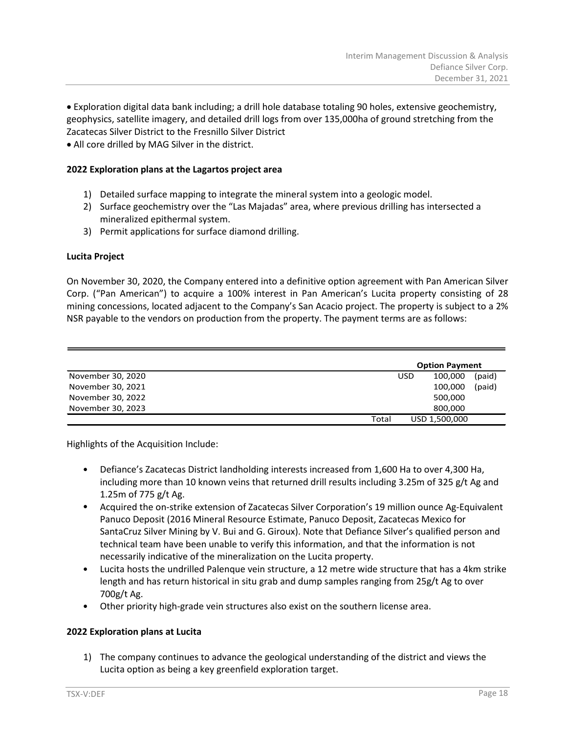- Exploration digital data bank including; a drill hole database totaling 90 holes, extensive geochemistry, geophysics, satellite imagery, and detailed drill logs from over 135,000ha of ground stretching from the Zacatecas Silver District to the Fresnillo Silver District
- All core drilled by MAG Silver in the district.

**2022 Exploration plans at the Lagartos project area**

1) Detailed surface mapping to integrate the mineral system into a geologic model.
2) Surface geochemistry over the "Las Majadas" area, where previous drilling has intersected a mineralized epithermal system.
3) Permit applications for surface diamond drilling.

**Lucita Project**

On November 30, 2020, the Company entered into a definitive option agreement with Pan American Silver Corp. ("Pan American") to acquire a 100% interest in Pan American's Lucita property consisting of 28 mining concessions, located adjacent to the Company's San Acacio project. The property is subject to a 2% NSR payable to the vendors on production from the property. The payment terms are as follows:

| | | Option Payment | |
|---|---|---|---|
| November 30, 2020 | USD | 100,000 | (paid) |
| November 30, 2021 | | 100,000 | (paid) |
| November 30, 2022 | | 500,000 | |
| November 30, 2023 | | 800,000 | |
| | Total | USD 1,500,000 | |

Highlights of the Acquisition Include:

- Defiance's Zacatecas District landholding interests increased from 1,600 Ha to over 4,300 Ha, including more than 10 known veins that returned drill results including 3.25m of 325 g/t Ag and 1.25m of 775 g/t Ag.
- Acquired the on-strike extension of Zacatecas Silver Corporation's 19 million ounce Ag-Equivalent Panuco Deposit (2016 Mineral Resource Estimate, Panuco Deposit, Zacatecas Mexico for SantaCruz Silver Mining by V. Bui and G. Giroux). Note that Defiance Silver's qualified person and technical team have been unable to verify this information, and that the information is not necessarily indicative of the mineralization on the Lucita property.
- Lucita hosts the undrilled Palenque vein structure, a 12 metre wide structure that has a 4km strike length and has return historical in situ grab and dump samples ranging from 25g/t Ag to over 700g/t Ag.
- Other priority high-grade vein structures also exist on the southern license area.

**2022 Exploration plans at Lucita**

1) The company continues to advance the geological understanding of the district and views the Lucita option as being a key greenfield exploration target.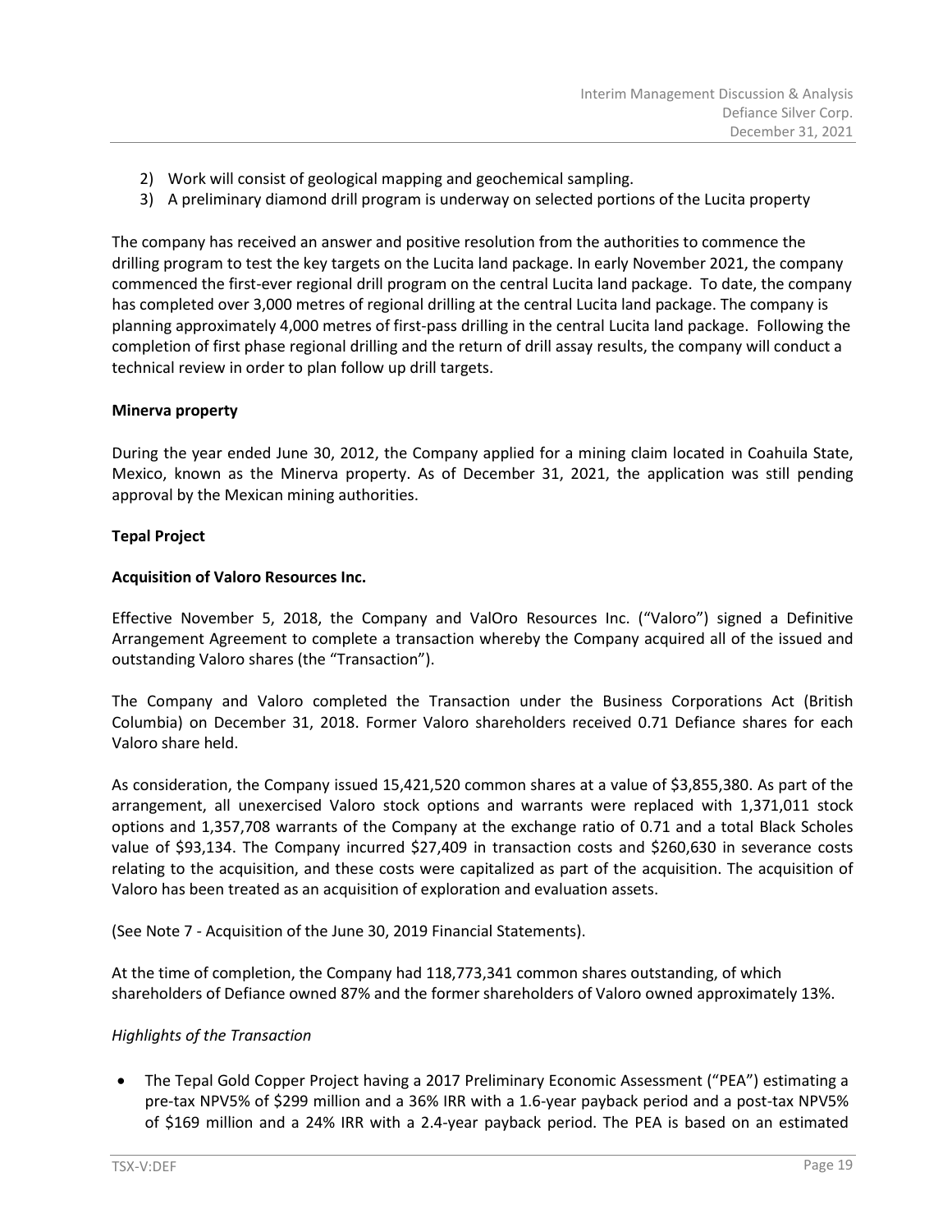2) Work will consist of geological mapping and geochemical sampling.
3) A preliminary diamond drill program is underway on selected portions of the Lucita property

The company has received an answer and positive resolution from the authorities to commence the drilling program to test the key targets on the Lucita land package. In early November 2021, the company commenced the first-ever regional drill program on the central Lucita land package. To date, the company has completed over 3,000 metres of regional drilling at the central Lucita land package. The company is planning approximately 4,000 metres of first-pass drilling in the central Lucita land package. Following the completion of first phase regional drilling and the return of drill assay results, the company will conduct a technical review in order to plan follow up drill targets.

**Minerva property**

During the year ended June 30, 2012, the Company applied for a mining claim located in Coahuila State, Mexico, known as the Minerva property. As of December 31, 2021, the application was still pending approval by the Mexican mining authorities.

**Tepal Project**

**Acquisition of Valoro Resources Inc.**

Effective November 5, 2018, the Company and ValOro Resources Inc. ("Valoro") signed a Definitive Arrangement Agreement to complete a transaction whereby the Company acquired all of the issued and outstanding Valoro shares (the "Transaction").

The Company and Valoro completed the Transaction under the Business Corporations Act (British Columbia) on December 31, 2018. Former Valoro shareholders received 0.71 Defiance shares for each Valoro share held.

As consideration, the Company issued 15,421,520 common shares at a value of $3,855,380. As part of the arrangement, all unexercised Valoro stock options and warrants were replaced with 1,371,011 stock options and 1,357,708 warrants of the Company at the exchange ratio of 0.71 and a total Black Scholes value of $93,134. The Company incurred $27,409 in transaction costs and $260,630 in severance costs relating to the acquisition, and these costs were capitalized as part of the acquisition. The acquisition of Valoro has been treated as an acquisition of exploration and evaluation assets.

(See Note 7 - Acquisition of the June 30, 2019 Financial Statements).

At the time of completion, the Company had 118,773,341 common shares outstanding, of which shareholders of Defiance owned 87% and the former shareholders of Valoro owned approximately 13%.

*Highlights of the Transaction*

- The Tepal Gold Copper Project having a 2017 Preliminary Economic Assessment ("PEA") estimating a pre-tax NPV5% of $299 million and a 36% IRR with a 1.6-year payback period and a post-tax NPV5% of $169 million and a 24% IRR with a 2.4-year payback period. The PEA is based on an estimated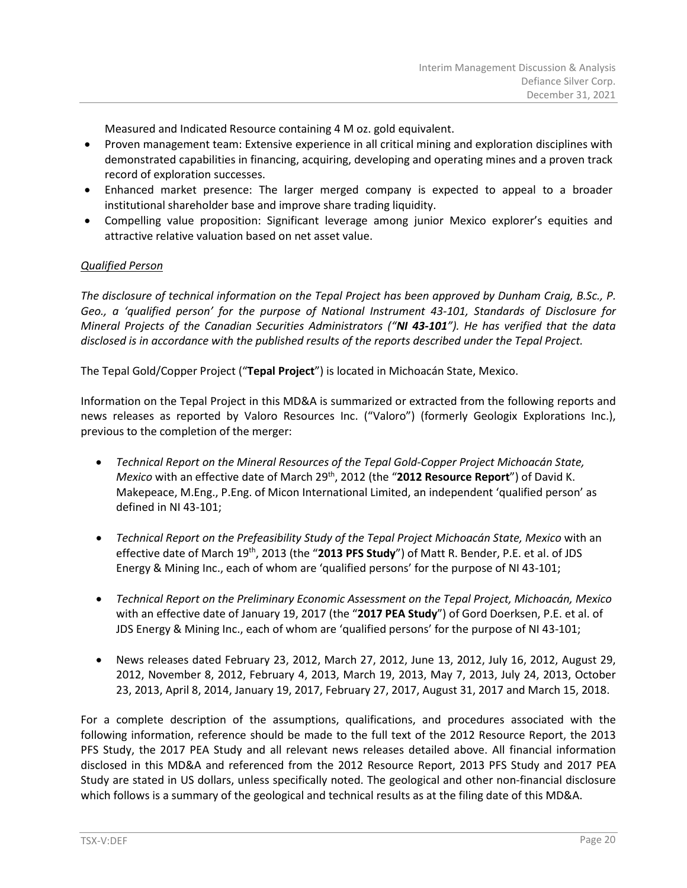Measured and Indicated Resource containing 4 M oz. gold equivalent.

- Proven management team: Extensive experience in all critical mining and exploration disciplines with demonstrated capabilities in financing, acquiring, developing and operating mines and a proven track record of exploration successes.
- Enhanced market presence: The larger merged company is expected to appeal to a broader institutional shareholder base and improve share trading liquidity.
- Compelling value proposition: Significant leverage among junior Mexico explorer's equities and attractive relative valuation based on net asset value.

*Qualified Person*

*The disclosure of technical information on the Tepal Project has been approved by Dunham Craig, B.Sc., P. Geo., a 'qualified person' for the purpose of National Instrument 43-101, Standards of Disclosure for Mineral Projects of the Canadian Securities Administrators ("**NI 43-101**"). He has verified that the data disclosed is in accordance with the published results of the reports described under the Tepal Project.*

The Tepal Gold/Copper Project ("**Tepal Project**") is located in Michoacán State, Mexico.

Information on the Tepal Project in this MD&A is summarized or extracted from the following reports and news releases as reported by Valoro Resources Inc. ("Valoro") (formerly Geologix Explorations Inc.), previous to the completion of the merger:

- *Technical Report on the Mineral Resources of the Tepal Gold-Copper Project Michoacán State, Mexico* with an effective date of March 29th, 2012 (the "**2012 Resource Report**") of David K. Makepeace, M.Eng., P.Eng. of Micon International Limited, an independent 'qualified person' as defined in NI 43-101;

- *Technical Report on the Prefeasibility Study of the Tepal Project Michoacán State, Mexico* with an effective date of March 19th, 2013 (the "**2013 PFS Study**") of Matt R. Bender, P.E. et al. of JDS Energy & Mining Inc., each of whom are 'qualified persons' for the purpose of NI 43-101;

- *Technical Report on the Preliminary Economic Assessment on the Tepal Project, Michoacán, Mexico* with an effective date of January 19, 2017 (the "**2017 PEA Study**") of Gord Doerksen, P.E. et al. of JDS Energy & Mining Inc., each of whom are 'qualified persons' for the purpose of NI 43-101;

- News releases dated February 23, 2012, March 27, 2012, June 13, 2012, July 16, 2012, August 29, 2012, November 8, 2012, February 4, 2013, March 19, 2013, May 7, 2013, July 24, 2013, October 23, 2013, April 8, 2014, January 19, 2017, February 27, 2017, August 31, 2017 and March 15, 2018.

For a complete description of the assumptions, qualifications, and procedures associated with the following information, reference should be made to the full text of the 2012 Resource Report, the 2013 PFS Study, the 2017 PEA Study and all relevant news releases detailed above. All financial information disclosed in this MD&A and referenced from the 2012 Resource Report, 2013 PFS Study and 2017 PEA Study are stated in US dollars, unless specifically noted. The geological and other non-financial disclosure which follows is a summary of the geological and technical results as at the filing date of this MD&A.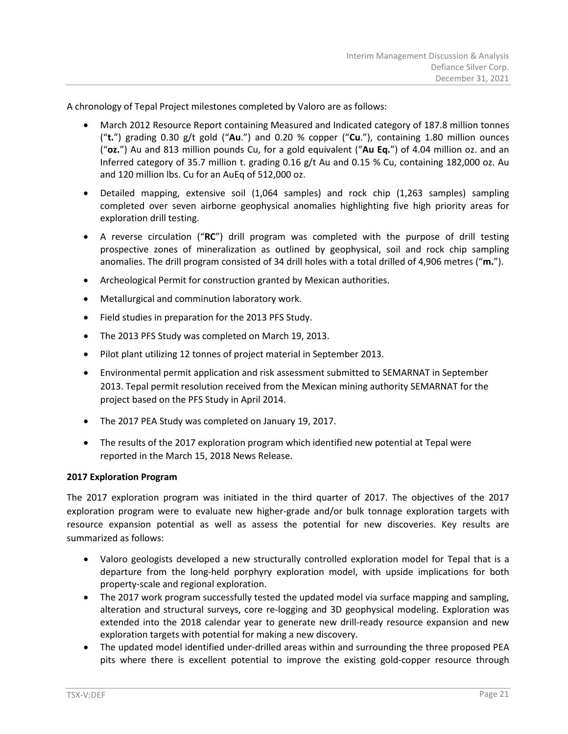A chronology of Tepal Project milestones completed by Valoro are as follows:

- March 2012 Resource Report containing Measured and Indicated category of 187.8 million tonnes ("**t.**") grading 0.30 g/t gold ("**Au**.") and 0.20 % copper ("**Cu**."), containing 1.80 million ounces ("**oz.**") Au and 813 million pounds Cu, for a gold equivalent ("**Au Eq.**") of 4.04 million oz. and an Inferred category of 35.7 million t. grading 0.16 g/t Au and 0.15 % Cu, containing 182,000 oz. Au and 120 million lbs. Cu for an AuEq of 512,000 oz.
- Detailed mapping, extensive soil (1,064 samples) and rock chip (1,263 samples) sampling completed over seven airborne geophysical anomalies highlighting five high priority areas for exploration drill testing.
- A reverse circulation ("**RC**") drill program was completed with the purpose of drill testing prospective zones of mineralization as outlined by geophysical, soil and rock chip sampling anomalies. The drill program consisted of 34 drill holes with a total drilled of 4,906 metres ("**m.**").
- Archeological Permit for construction granted by Mexican authorities.
- Metallurgical and comminution laboratory work.
- Field studies in preparation for the 2013 PFS Study.
- The 2013 PFS Study was completed on March 19, 2013.
- Pilot plant utilizing 12 tonnes of project material in September 2013.
- Environmental permit application and risk assessment submitted to SEMARNAT in September 2013. Tepal permit resolution received from the Mexican mining authority SEMARNAT for the project based on the PFS Study in April 2014.
- The 2017 PEA Study was completed on January 19, 2017.
- The results of the 2017 exploration program which identified new potential at Tepal were reported in the March 15, 2018 News Release.

**2017 Exploration Program**

The 2017 exploration program was initiated in the third quarter of 2017. The objectives of the 2017 exploration program were to evaluate new higher-grade and/or bulk tonnage exploration targets with resource expansion potential as well as assess the potential for new discoveries. Key results are summarized as follows:

- Valoro geologists developed a new structurally controlled exploration model for Tepal that is a departure from the long-held porphyry exploration model, with upside implications for both property-scale and regional exploration.
- The 2017 work program successfully tested the updated model via surface mapping and sampling, alteration and structural surveys, core re-logging and 3D geophysical modeling. Exploration was extended into the 2018 calendar year to generate new drill-ready resource expansion and new exploration targets with potential for making a new discovery.
- The updated model identified under-drilled areas within and surrounding the three proposed PEA pits where there is excellent potential to improve the existing gold-copper resource through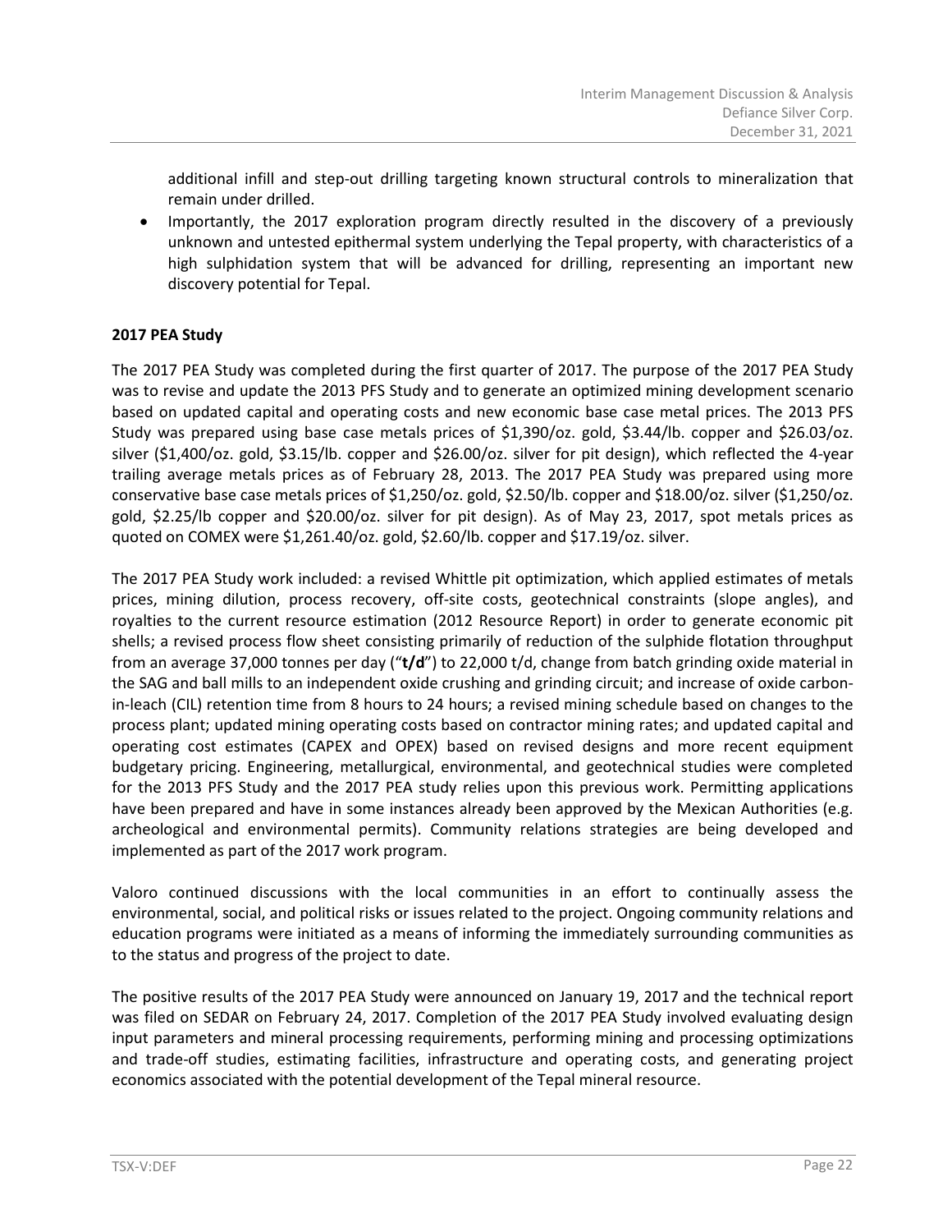additional infill and step-out drilling targeting known structural controls to mineralization that remain under drilled.

- Importantly, the 2017 exploration program directly resulted in the discovery of a previously unknown and untested epithermal system underlying the Tepal property, with characteristics of a high sulphidation system that will be advanced for drilling, representing an important new discovery potential for Tepal.

**2017 PEA Study**

The 2017 PEA Study was completed during the first quarter of 2017. The purpose of the 2017 PEA Study was to revise and update the 2013 PFS Study and to generate an optimized mining development scenario based on updated capital and operating costs and new economic base case metal prices. The 2013 PFS Study was prepared using base case metals prices of $1,390/oz. gold, $3.44/lb. copper and $26.03/oz. silver ($1,400/oz. gold, $3.15/lb. copper and $26.00/oz. silver for pit design), which reflected the 4-year trailing average metals prices as of February 28, 2013. The 2017 PEA Study was prepared using more conservative base case metals prices of $1,250/oz. gold, $2.50/lb. copper and $18.00/oz. silver ($1,250/oz. gold, $2.25/lb copper and $20.00/oz. silver for pit design). As of May 23, 2017, spot metals prices as quoted on COMEX were $1,261.40/oz. gold, $2.60/lb. copper and $17.19/oz. silver.

The 2017 PEA Study work included: a revised Whittle pit optimization, which applied estimates of metals prices, mining dilution, process recovery, off-site costs, geotechnical constraints (slope angles), and royalties to the current resource estimation (2012 Resource Report) in order to generate economic pit shells; a revised process flow sheet consisting primarily of reduction of the sulphide flotation throughput from an average 37,000 tonnes per day ("**t/d**") to 22,000 t/d, change from batch grinding oxide material in the SAG and ball mills to an independent oxide crushing and grinding circuit; and increase of oxide carbon-in-leach (CIL) retention time from 8 hours to 24 hours; a revised mining schedule based on changes to the process plant; updated mining operating costs based on contractor mining rates; and updated capital and operating cost estimates (CAPEX and OPEX) based on revised designs and more recent equipment budgetary pricing. Engineering, metallurgical, environmental, and geotechnical studies were completed for the 2013 PFS Study and the 2017 PEA study relies upon this previous work. Permitting applications have been prepared and have in some instances already been approved by the Mexican Authorities (e.g. archeological and environmental permits). Community relations strategies are being developed and implemented as part of the 2017 work program.

Valoro continued discussions with the local communities in an effort to continually assess the environmental, social, and political risks or issues related to the project. Ongoing community relations and education programs were initiated as a means of informing the immediately surrounding communities as to the status and progress of the project to date.

The positive results of the 2017 PEA Study were announced on January 19, 2017 and the technical report was filed on SEDAR on February 24, 2017. Completion of the 2017 PEA Study involved evaluating design input parameters and mineral processing requirements, performing mining and processing optimizations and trade-off studies, estimating facilities, infrastructure and operating costs, and generating project economics associated with the potential development of the Tepal mineral resource.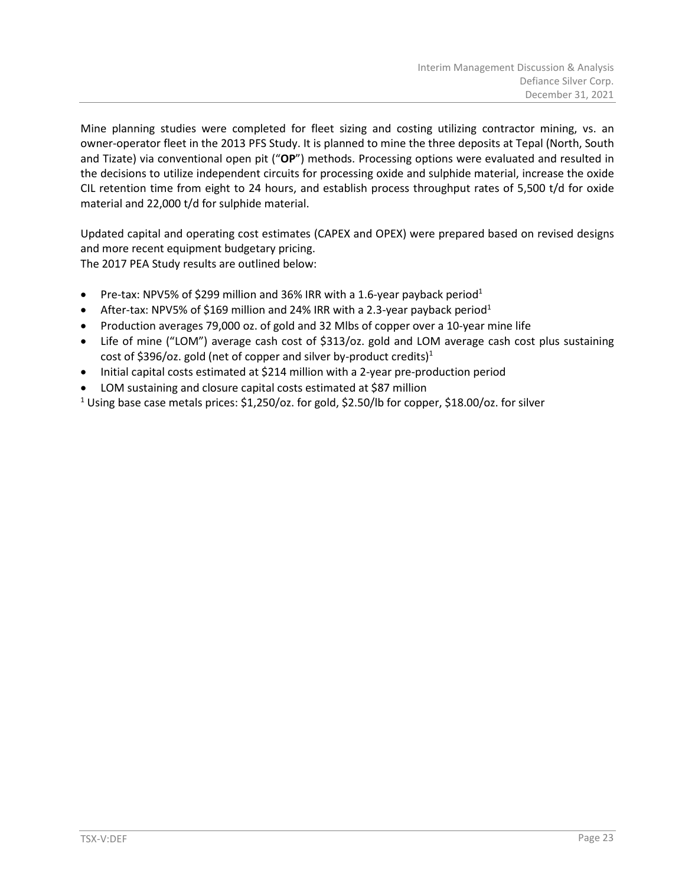Mine planning studies were completed for fleet sizing and costing utilizing contractor mining, vs. an owner-operator fleet in the 2013 PFS Study. It is planned to mine the three deposits at Tepal (North, South and Tizate) via conventional open pit ("**OP**") methods. Processing options were evaluated and resulted in the decisions to utilize independent circuits for processing oxide and sulphide material, increase the oxide CIL retention time from eight to 24 hours, and establish process throughput rates of 5,500 t/d for oxide material and 22,000 t/d for sulphide material.

Updated capital and operating cost estimates (CAPEX and OPEX) were prepared based on revised designs and more recent equipment budgetary pricing.
The 2017 PEA Study results are outlined below:

- Pre-tax: NPV5% of $299 million and 36% IRR with a 1.6-year payback period[1]
- After-tax: NPV5% of $169 million and 24% IRR with a 2.3-year payback period[1]
- Production averages 79,000 oz. of gold and 32 Mlbs of copper over a 10-year mine life
- Life of mine ("LOM") average cash cost of $313/oz. gold and LOM average cash cost plus sustaining cost of $396/oz. gold (net of copper and silver by-product credits)[1]
- Initial capital costs estimated at $214 million with a 2-year pre-production period
- LOM sustaining and closure capital costs estimated at $87 million

[1] Using base case metals prices: $1,250/oz. for gold, $2.50/lb for copper, $18.00/oz. for silver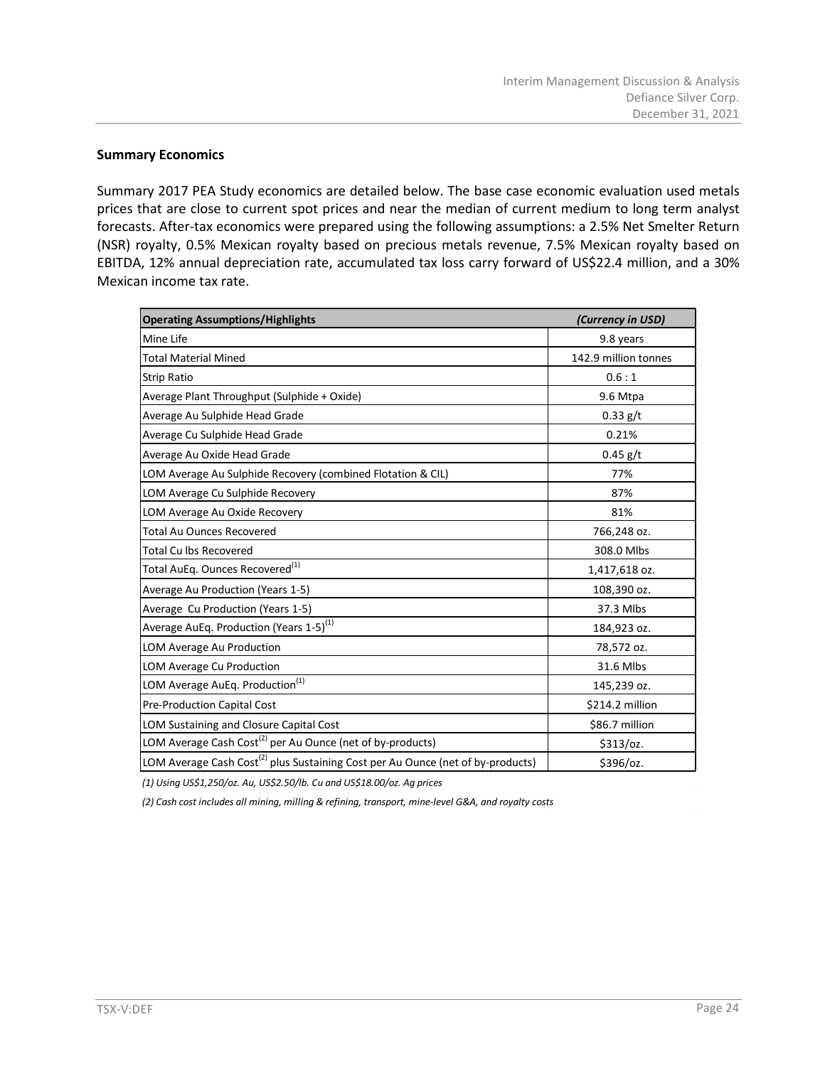**Summary Economics**

Summary 2017 PEA Study economics are detailed below. The base case economic evaluation used metals prices that are close to current spot prices and near the median of current medium to long term analyst forecasts. After-tax economics were prepared using the following assumptions: a 2.5% Net Smelter Return (NSR) royalty, 0.5% Mexican royalty based on precious metals revenue, 7.5% Mexican royalty based on EBITDA, 12% annual depreciation rate, accumulated tax loss carry forward of US$22.4 million, and a 30% Mexican income tax rate.

| **Operating Assumptions/Highlights** | ***(Currency in USD)*** |
|---|---|
| Mine Life | 9.8 years |
| Total Material Mined | 142.9 million tonnes |
| Strip Ratio | 0.6 : 1 |
| Average Plant Throughput (Sulphide + Oxide) | 9.6 Mtpa |
| Average Au Sulphide Head Grade | 0.33 g/t |
| Average Cu Sulphide Head Grade | 0.21% |
| Average Au Oxide Head Grade | 0.45 g/t |
| LOM Average Au Sulphide Recovery (combined Flotation & CIL) | 77% |
| LOM Average Cu Sulphide Recovery | 87% |
| LOM Average Au Oxide Recovery | 81% |
| Total Au Ounces Recovered | 766,248 oz. |
| Total Cu lbs Recovered | 308.0 Mlbs |
| Total AuEq. Ounces Recovered[1] | 1,417,618 oz. |
| Average Au Production (Years 1-5) | 108,390 oz. |
| Average Cu Production (Years 1-5) | 37.3 Mlbs |
| Average AuEq. Production (Years 1-5)[1] | 184,923 oz. |
| LOM Average Au Production | 78,572 oz. |
| LOM Average Cu Production | 31.6 Mlbs |
| LOM Average AuEq. Production[1] | 145,239 oz. |
| Pre-Production Capital Cost | $214.2 million |
| LOM Sustaining and Closure Capital Cost | $86.7 million |
| LOM Average Cash Cost[2] per Au Ounce (net of by-products) | $313/oz. |
| LOM Average Cash Cost[2] plus Sustaining Cost per Au Ounce (net of by-products) | $396/oz. |

*(1) Using US$1,250/oz. Au, US$2.50/lb. Cu and US$18.00/oz. Ag prices*

*(2) Cash cost includes all mining, milling & refining, transport, mine-level G&A, and royalty costs*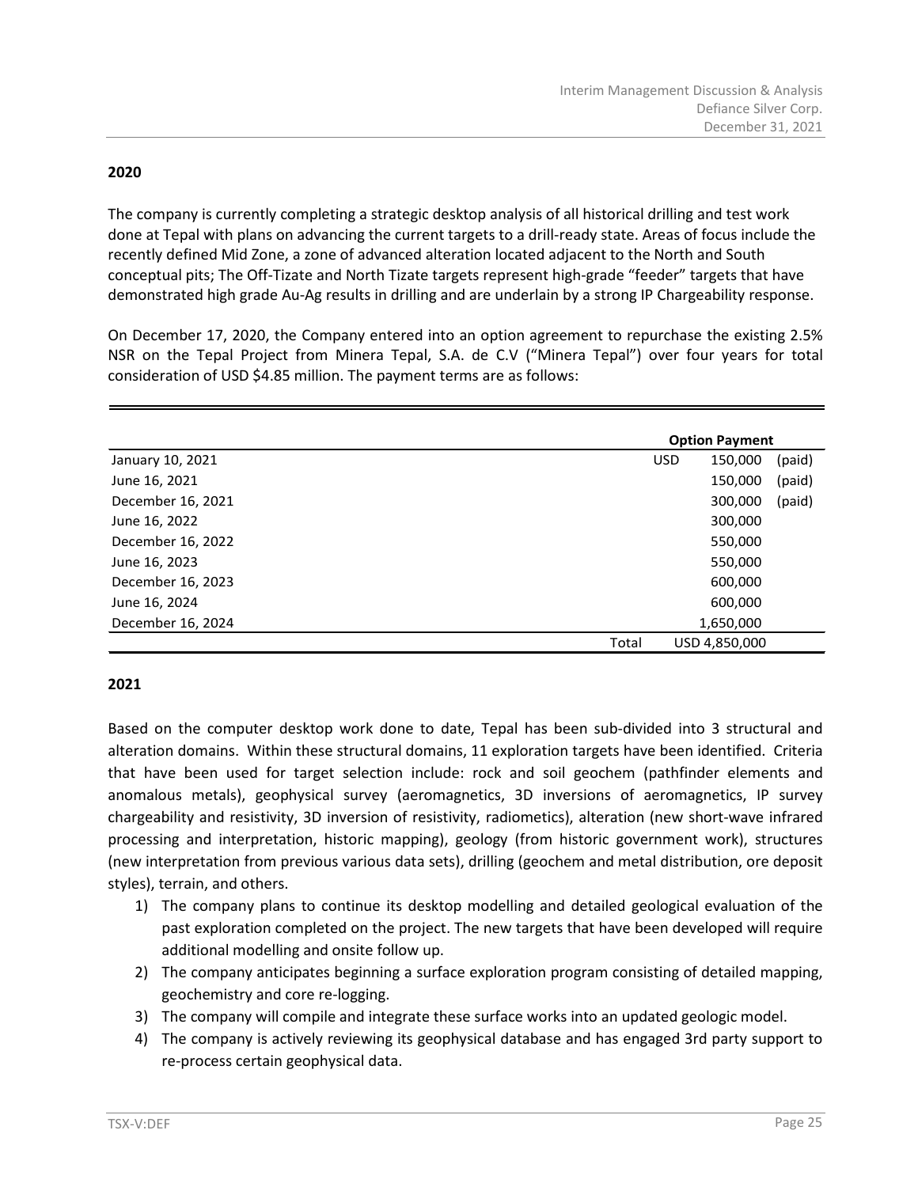**2020**

The company is currently completing a strategic desktop analysis of all historical drilling and test work done at Tepal with plans on advancing the current targets to a drill-ready state. Areas of focus include the recently defined Mid Zone, a zone of advanced alteration located adjacent to the North and South conceptual pits; The Off-Tizate and North Tizate targets represent high-grade "feeder" targets that have demonstrated high grade Au-Ag results in drilling and are underlain by a strong IP Chargeability response.

On December 17, 2020, the Company entered into an option agreement to repurchase the existing 2.5% NSR on the Tepal Project from Minera Tepal, S.A. de C.V ("Minera Tepal") over four years for total consideration of USD $4.85 million. The payment terms are as follows:

| | | Option Payment | |
|---|---|---|---|
| January 10, 2021 | USD | 150,000 | (paid) |
| June 16, 2021 | | 150,000 | (paid) |
| December 16, 2021 | | 300,000 | (paid) |
| June 16, 2022 | | 300,000 | |
| December 16, 2022 | | 550,000 | |
| June 16, 2023 | | 550,000 | |
| December 16, 2023 | | 600,000 | |
| June 16, 2024 | | 600,000 | |
| December 16, 2024 | | 1,650,000 | |
| | Total | USD 4,850,000 | |

**2021**

Based on the computer desktop work done to date, Tepal has been sub-divided into 3 structural and alteration domains. Within these structural domains, 11 exploration targets have been identified. Criteria that have been used for target selection include: rock and soil geochem (pathfinder elements and anomalous metals), geophysical survey (aeromagnetics, 3D inversions of aeromagnetics, IP survey chargeability and resistivity, 3D inversion of resistivity, radiometics), alteration (new short-wave infrared processing and interpretation, historic mapping), geology (from historic government work), structures (new interpretation from previous various data sets), drilling (geochem and metal distribution, ore deposit styles), terrain, and others.

1) The company plans to continue its desktop modelling and detailed geological evaluation of the past exploration completed on the project. The new targets that have been developed will require additional modelling and onsite follow up.
2) The company anticipates beginning a surface exploration program consisting of detailed mapping, geochemistry and core re-logging.
3) The company will compile and integrate these surface works into an updated geologic model.
4) The company is actively reviewing its geophysical database and has engaged 3rd party support to re-process certain geophysical data.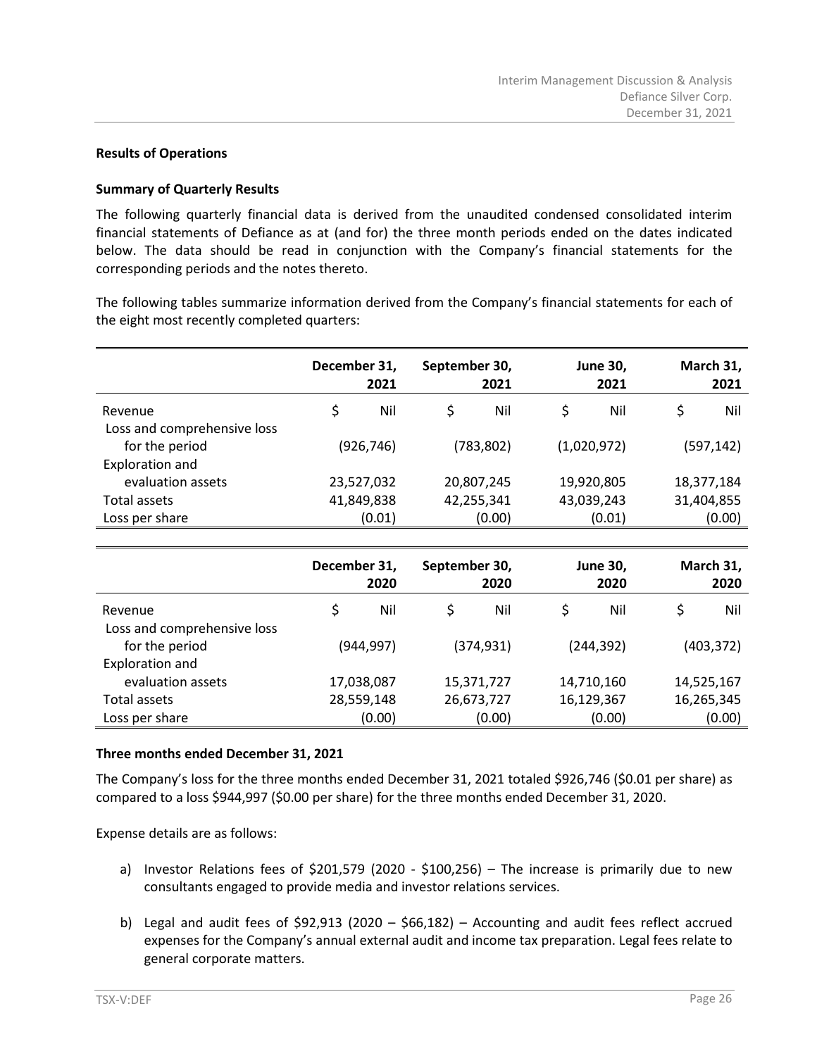## Results of Operations

### Summary of Quarterly Results

The following quarterly financial data is derived from the unaudited condensed consolidated interim financial statements of Defiance as at (and for) the three month periods ended on the dates indicated below. The data should be read in conjunction with the Company's financial statements for the corresponding periods and the notes thereto.

The following tables summarize information derived from the Company's financial statements for each of the eight most recently completed quarters:

| | December 31, 2021 | September 30, 2021 | June 30, 2021 | March 31, 2021 |
|---|---|---|---|---|
| Revenue | $ Nil | $ Nil | $ Nil | $ Nil |
| Loss and comprehensive loss for the period | (926,746) | (783,802) | (1,020,972) | (597,142) |
| Exploration and evaluation assets | 23,527,032 | 20,807,245 | 19,920,805 | 18,377,184 |
| Total assets | 41,849,838 | 42,255,341 | 43,039,243 | 31,404,855 |
| Loss per share | (0.01) | (0.00) | (0.01) | (0.00) |

| | December 31, 2020 | September 30, 2020 | June 30, 2020 | March 31, 2020 |
|---|---|---|---|---|
| Revenue | $ Nil | $ Nil | $ Nil | $ Nil |
| Loss and comprehensive loss for the period | (944,997) | (374,931) | (244,392) | (403,372) |
| Exploration and evaluation assets | 17,038,087 | 15,371,727 | 14,710,160 | 14,525,167 |
| Total assets | 28,559,148 | 26,673,727 | 16,129,367 | 16,265,345 |
| Loss per share | (0.00) | (0.00) | (0.00) | (0.00) |

### Three months ended December 31, 2021

The Company's loss for the three months ended December 31, 2021 totaled $926,746 ($0.01 per share) as compared to a loss $944,997 ($0.00 per share) for the three months ended December 31, 2020.

Expense details are as follows:

a) Investor Relations fees of $201,579 (2020 - $100,256) – The increase is primarily due to new consultants engaged to provide media and investor relations services.

b) Legal and audit fees of $92,913 (2020 – $66,182) – Accounting and audit fees reflect accrued expenses for the Company's annual external audit and income tax preparation. Legal fees relate to general corporate matters.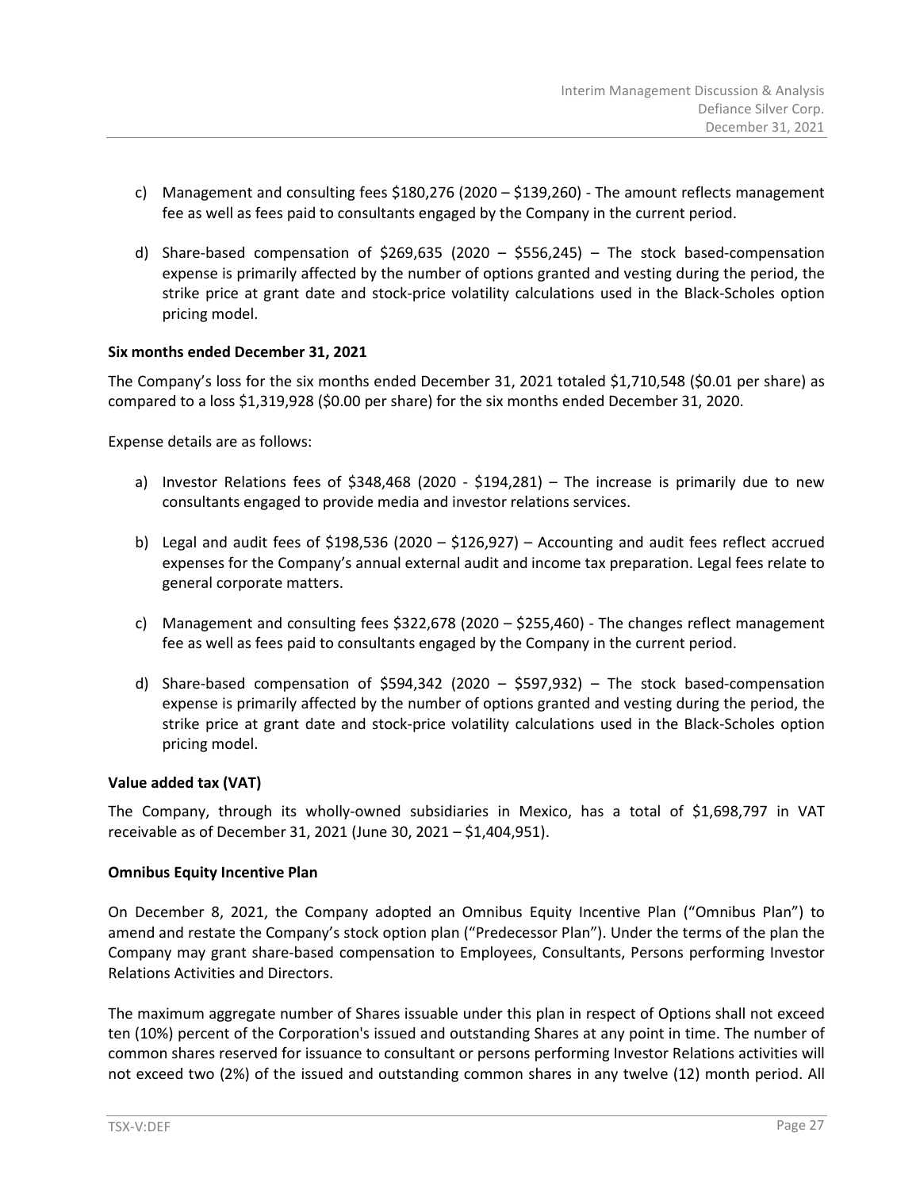c) Management and consulting fees $180,276 (2020 – $139,260) - The amount reflects management fee as well as fees paid to consultants engaged by the Company in the current period.

d) Share-based compensation of $269,635 (2020 – $556,245) – The stock based-compensation expense is primarily affected by the number of options granted and vesting during the period, the strike price at grant date and stock-price volatility calculations used in the Black-Scholes option pricing model.

**Six months ended December 31, 2021**

The Company's loss for the six months ended December 31, 2021 totaled $1,710,548 ($0.01 per share) as compared to a loss $1,319,928 ($0.00 per share) for the six months ended December 31, 2020.

Expense details are as follows:

a) Investor Relations fees of $348,468 (2020 - $194,281) – The increase is primarily due to new consultants engaged to provide media and investor relations services.

b) Legal and audit fees of $198,536 (2020 – $126,927) – Accounting and audit fees reflect accrued expenses for the Company's annual external audit and income tax preparation. Legal fees relate to general corporate matters.

c) Management and consulting fees $322,678 (2020 – $255,460) - The changes reflect management fee as well as fees paid to consultants engaged by the Company in the current period.

d) Share-based compensation of $594,342 (2020 – $597,932) – The stock based-compensation expense is primarily affected by the number of options granted and vesting during the period, the strike price at grant date and stock-price volatility calculations used in the Black-Scholes option pricing model.

**Value added tax (VAT)**

The Company, through its wholly-owned subsidiaries in Mexico, has a total of $1,698,797 in VAT receivable as of December 31, 2021 (June 30, 2021 – $1,404,951).

**Omnibus Equity Incentive Plan**

On December 8, 2021, the Company adopted an Omnibus Equity Incentive Plan ("Omnibus Plan") to amend and restate the Company's stock option plan ("Predecessor Plan"). Under the terms of the plan the Company may grant share-based compensation to Employees, Consultants, Persons performing Investor Relations Activities and Directors.

The maximum aggregate number of Shares issuable under this plan in respect of Options shall not exceed ten (10%) percent of the Corporation's issued and outstanding Shares at any point in time. The number of common shares reserved for issuance to consultant or persons performing Investor Relations activities will not exceed two (2%) of the issued and outstanding common shares in any twelve (12) month period. All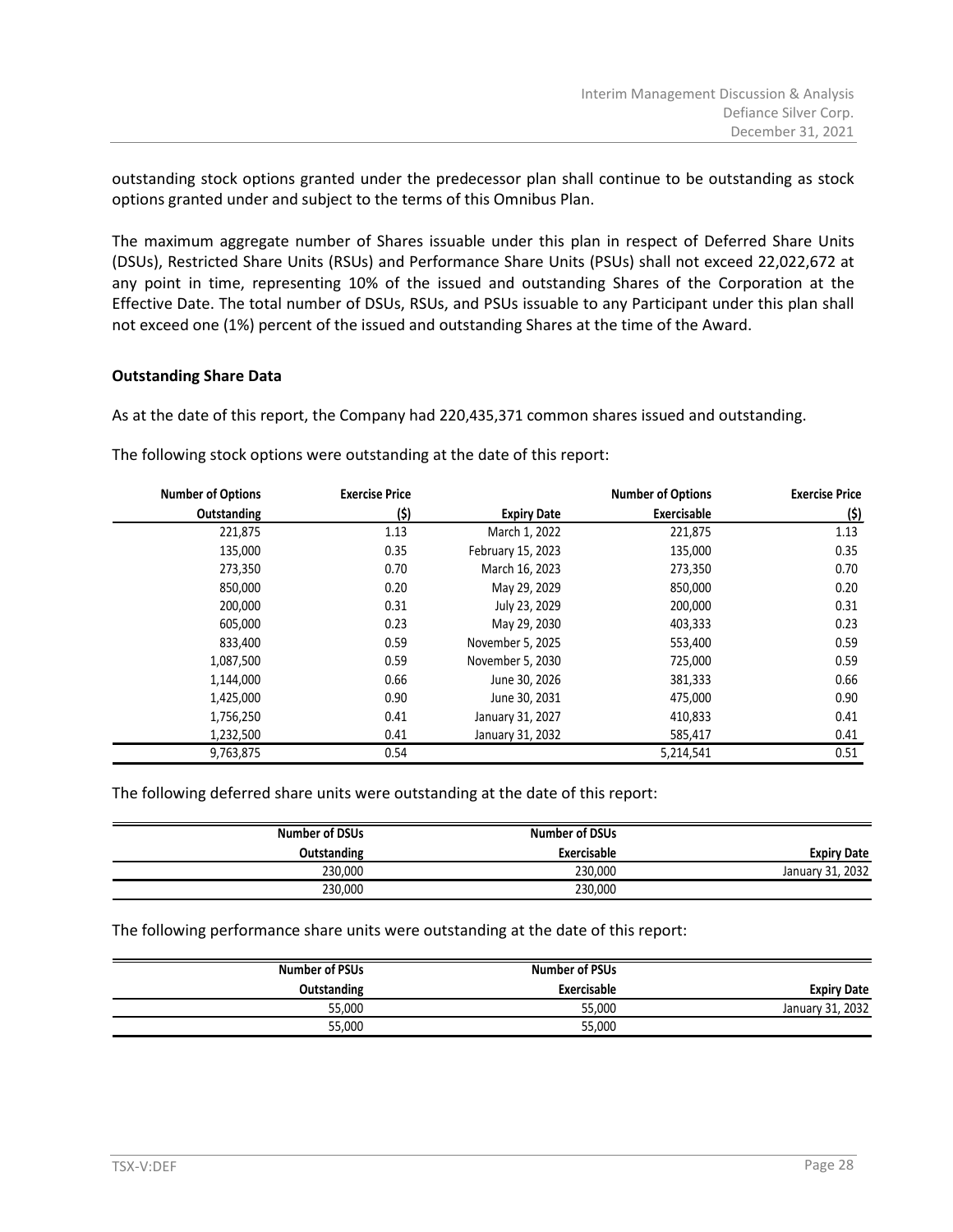outstanding stock options granted under the predecessor plan shall continue to be outstanding as stock options granted under and subject to the terms of this Omnibus Plan.

The maximum aggregate number of Shares issuable under this plan in respect of Deferred Share Units (DSUs), Restricted Share Units (RSUs) and Performance Share Units (PSUs) shall not exceed 22,022,672 at any point in time, representing 10% of the issued and outstanding Shares of the Corporation at the Effective Date. The total number of DSUs, RSUs, and PSUs issuable to any Participant under this plan shall not exceed one (1%) percent of the issued and outstanding Shares at the time of the Award.

**Outstanding Share Data**

As at the date of this report, the Company had 220,435,371 common shares issued and outstanding.

The following stock options were outstanding at the date of this report:

| Number of Options Outstanding | Exercise Price ($) | Expiry Date | Number of Options Exercisable | Exercise Price ($) |
|---|---|---|---|---|
| 221,875 | 1.13 | March 1, 2022 | 221,875 | 1.13 |
| 135,000 | 0.35 | February 15, 2023 | 135,000 | 0.35 |
| 273,350 | 0.70 | March 16, 2023 | 273,350 | 0.70 |
| 850,000 | 0.20 | May 29, 2029 | 850,000 | 0.20 |
| 200,000 | 0.31 | July 23, 2029 | 200,000 | 0.31 |
| 605,000 | 0.23 | May 29, 2030 | 403,333 | 0.23 |
| 833,400 | 0.59 | November 5, 2025 | 553,400 | 0.59 |
| 1,087,500 | 0.59 | November 5, 2030 | 725,000 | 0.59 |
| 1,144,000 | 0.66 | June 30, 2026 | 381,333 | 0.66 |
| 1,425,000 | 0.90 | June 30, 2031 | 475,000 | 0.90 |
| 1,756,250 | 0.41 | January 31, 2027 | 410,833 | 0.41 |
| 1,232,500 | 0.41 | January 31, 2032 | 585,417 | 0.41 |
| 9,763,875 | 0.54 | | 5,214,541 | 0.51 |

The following deferred share units were outstanding at the date of this report:

| Number of DSUs Outstanding | Number of DSUs Exercisable | Expiry Date |
|---|---|---|
| 230,000 | 230,000 | January 31, 2032 |
| 230,000 | 230,000 | |

The following performance share units were outstanding at the date of this report:

| Number of PSUs Outstanding | Number of PSUs Exercisable | Expiry Date |
|---|---|---|
| 55,000 | 55,000 | January 31, 2032 |
| 55,000 | 55,000 | |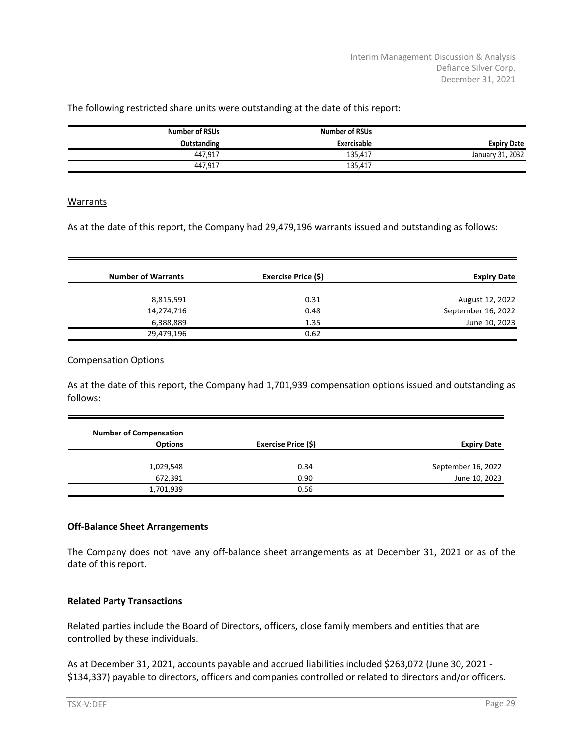The following restricted share units were outstanding at the date of this report:

| Number of RSUs Outstanding | Number of RSUs Exercisable | Expiry Date |
|---|---|---|
| 447,917 | 135,417 | January 31, 2032 |
| 447,917 | 135,417 | |

Warrants

As at the date of this report, the Company had 29,479,196 warrants issued and outstanding as follows:

| Number of Warrants | Exercise Price ($) | Expiry Date |
|---|---|---|
| 8,815,591 | 0.31 | August 12, 2022 |
| 14,274,716 | 0.48 | September 16, 2022 |
| 6,388,889 | 1.35 | June 10, 2023 |
| 29,479,196 | 0.62 | |

Compensation Options

As at the date of this report, the Company had 1,701,939 compensation options issued and outstanding as follows:

| Number of Compensation Options | Exercise Price ($) | Expiry Date |
|---|---|---|
| 1,029,548 | 0.34 | September 16, 2022 |
| 672,391 | 0.90 | June 10, 2023 |
| 1,701,939 | 0.56 | |

**Off-Balance Sheet Arrangements**

The Company does not have any off-balance sheet arrangements as at December 31, 2021 or as of the date of this report.

**Related Party Transactions**

Related parties include the Board of Directors, officers, close family members and entities that are controlled by these individuals.

As at December 31, 2021, accounts payable and accrued liabilities included $263,072 (June 30, 2021 - $134,337) payable to directors, officers and companies controlled or related to directors and/or officers.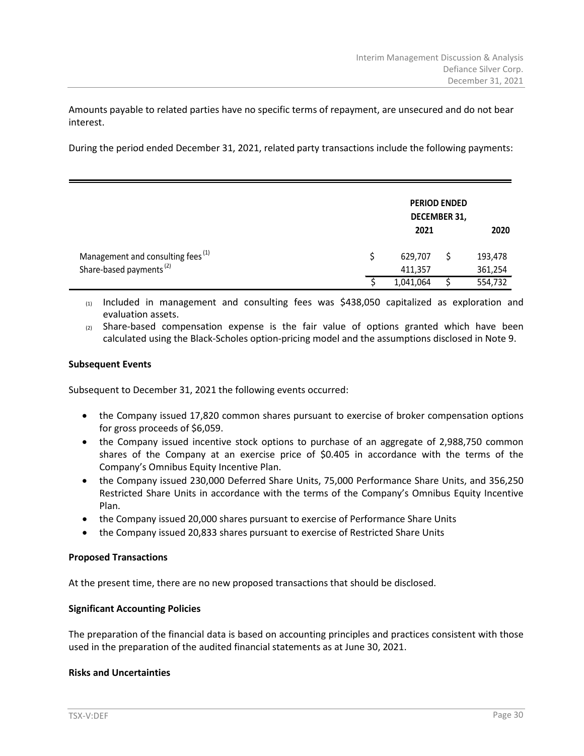Amounts payable to related parties have no specific terms of repayment, are unsecured and do not bear interest.

During the period ended December 31, 2021, related party transactions include the following payments:

| | PERIOD ENDED DECEMBER 31, 2021 | 2020 |
|---|---|---|
| Management and consulting fees [(1)] | $ 629,707 | $ 193,478 |
| Share-based payments [(2)] | 411,357 | 361,254 |
| | $ 1,041,064 | $ 554,732 |

(1) Included in management and consulting fees was $438,050 capitalized as exploration and evaluation assets.

(2) Share-based compensation expense is the fair value of options granted which have been calculated using the Black-Scholes option-pricing model and the assumptions disclosed in Note 9.

**Subsequent Events**

Subsequent to December 31, 2021 the following events occurred:

- the Company issued 17,820 common shares pursuant to exercise of broker compensation options for gross proceeds of $6,059.
- the Company issued incentive stock options to purchase of an aggregate of 2,988,750 common shares of the Company at an exercise price of $0.405 in accordance with the terms of the Company's Omnibus Equity Incentive Plan.
- the Company issued 230,000 Deferred Share Units, 75,000 Performance Share Units, and 356,250 Restricted Share Units in accordance with the terms of the Company's Omnibus Equity Incentive Plan.
- the Company issued 20,000 shares pursuant to exercise of Performance Share Units
- the Company issued 20,833 shares pursuant to exercise of Restricted Share Units

**Proposed Transactions**

At the present time, there are no new proposed transactions that should be disclosed.

**Significant Accounting Policies**

The preparation of the financial data is based on accounting principles and practices consistent with those used in the preparation of the audited financial statements as at June 30, 2021.

**Risks and Uncertainties**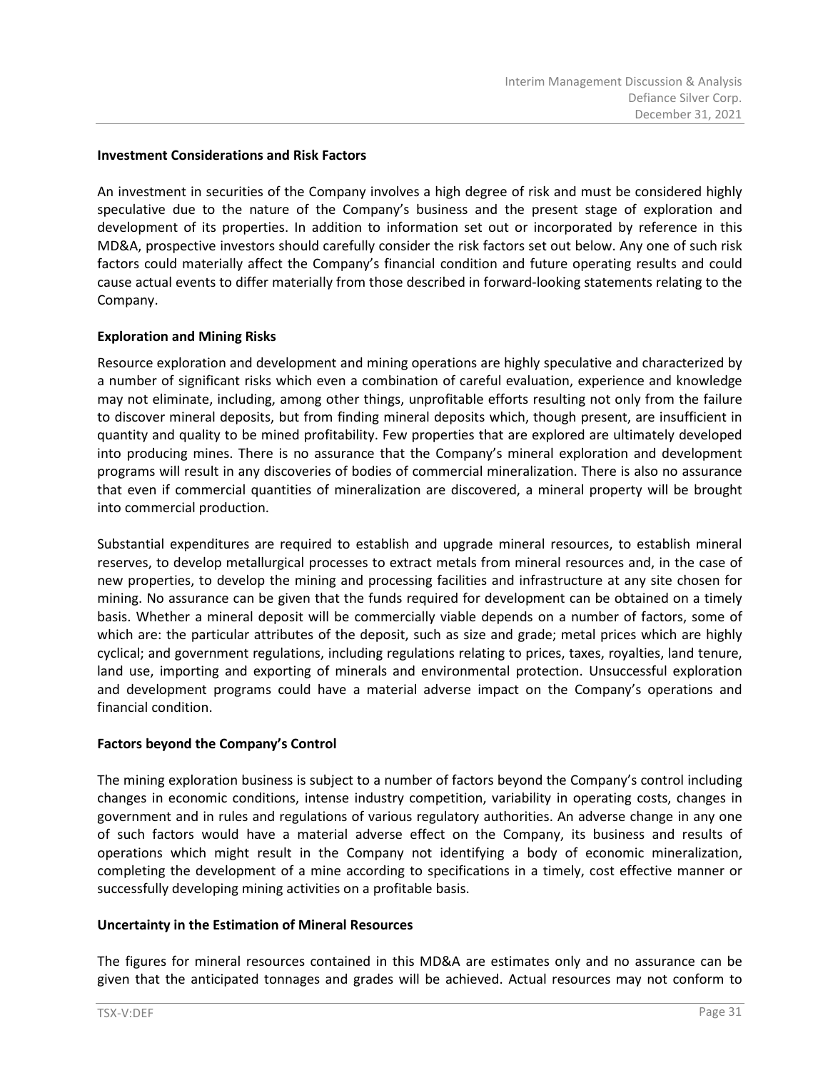**Investment Considerations and Risk Factors**

An investment in securities of the Company involves a high degree of risk and must be considered highly speculative due to the nature of the Company's business and the present stage of exploration and development of its properties. In addition to information set out or incorporated by reference in this MD&A, prospective investors should carefully consider the risk factors set out below. Any one of such risk factors could materially affect the Company's financial condition and future operating results and could cause actual events to differ materially from those described in forward-looking statements relating to the Company.

**Exploration and Mining Risks**

Resource exploration and development and mining operations are highly speculative and characterized by a number of significant risks which even a combination of careful evaluation, experience and knowledge may not eliminate, including, among other things, unprofitable efforts resulting not only from the failure to discover mineral deposits, but from finding mineral deposits which, though present, are insufficient in quantity and quality to be mined profitability. Few properties that are explored are ultimately developed into producing mines. There is no assurance that the Company's mineral exploration and development programs will result in any discoveries of bodies of commercial mineralization. There is also no assurance that even if commercial quantities of mineralization are discovered, a mineral property will be brought into commercial production.

Substantial expenditures are required to establish and upgrade mineral resources, to establish mineral reserves, to develop metallurgical processes to extract metals from mineral resources and, in the case of new properties, to develop the mining and processing facilities and infrastructure at any site chosen for mining. No assurance can be given that the funds required for development can be obtained on a timely basis. Whether a mineral deposit will be commercially viable depends on a number of factors, some of which are: the particular attributes of the deposit, such as size and grade; metal prices which are highly cyclical; and government regulations, including regulations relating to prices, taxes, royalties, land tenure, land use, importing and exporting of minerals and environmental protection. Unsuccessful exploration and development programs could have a material adverse impact on the Company's operations and financial condition.

**Factors beyond the Company's Control**

The mining exploration business is subject to a number of factors beyond the Company's control including changes in economic conditions, intense industry competition, variability in operating costs, changes in government and in rules and regulations of various regulatory authorities. An adverse change in any one of such factors would have a material adverse effect on the Company, its business and results of operations which might result in the Company not identifying a body of economic mineralization, completing the development of a mine according to specifications in a timely, cost effective manner or successfully developing mining activities on a profitable basis.

**Uncertainty in the Estimation of Mineral Resources**

The figures for mineral resources contained in this MD&A are estimates only and no assurance can be given that the anticipated tonnages and grades will be achieved. Actual resources may not conform to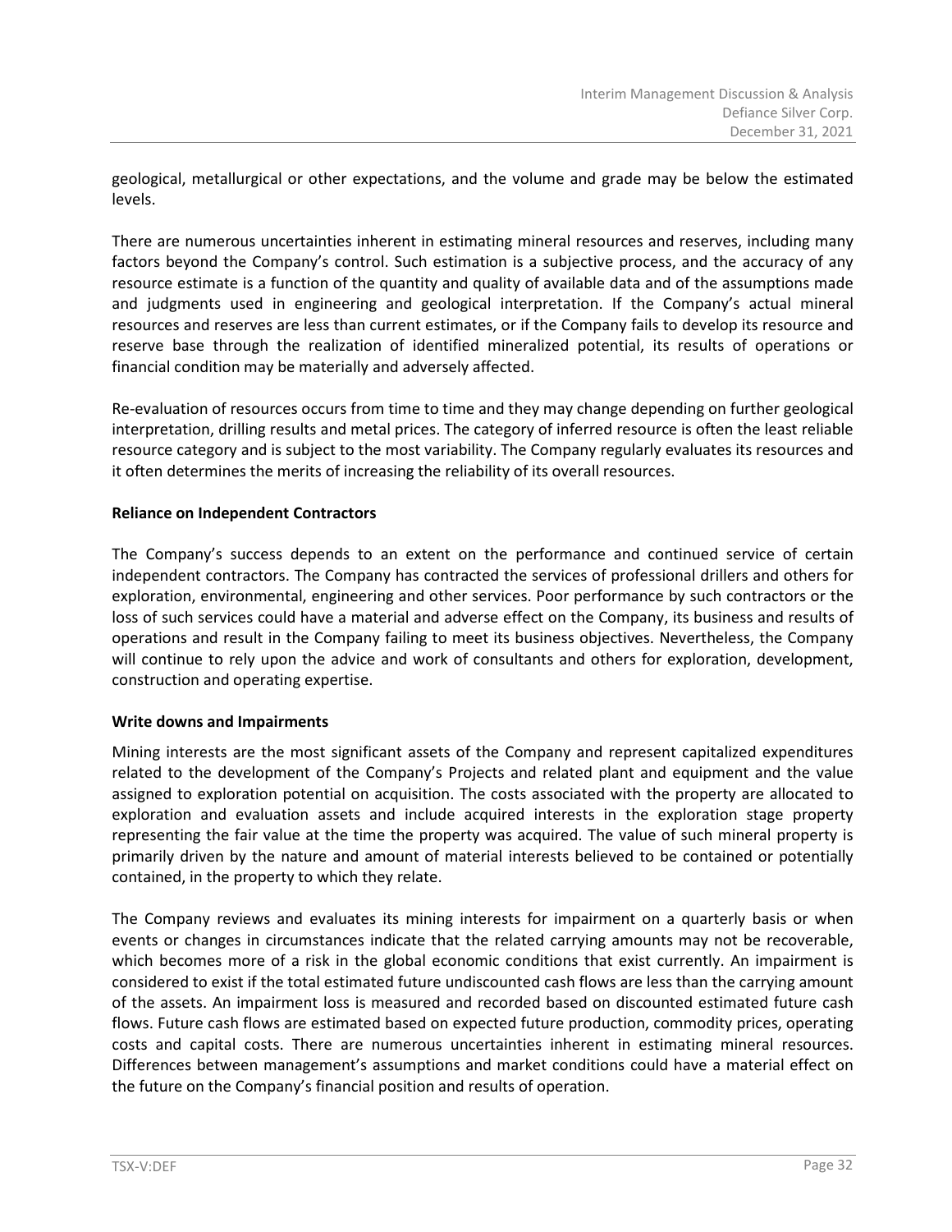geological, metallurgical or other expectations, and the volume and grade may be below the estimated levels.

There are numerous uncertainties inherent in estimating mineral resources and reserves, including many factors beyond the Company's control. Such estimation is a subjective process, and the accuracy of any resource estimate is a function of the quantity and quality of available data and of the assumptions made and judgments used in engineering and geological interpretation. If the Company's actual mineral resources and reserves are less than current estimates, or if the Company fails to develop its resource and reserve base through the realization of identified mineralized potential, its results of operations or financial condition may be materially and adversely affected.

Re-evaluation of resources occurs from time to time and they may change depending on further geological interpretation, drilling results and metal prices. The category of inferred resource is often the least reliable resource category and is subject to the most variability. The Company regularly evaluates its resources and it often determines the merits of increasing the reliability of its overall resources.

**Reliance on Independent Contractors**

The Company's success depends to an extent on the performance and continued service of certain independent contractors. The Company has contracted the services of professional drillers and others for exploration, environmental, engineering and other services. Poor performance by such contractors or the loss of such services could have a material and adverse effect on the Company, its business and results of operations and result in the Company failing to meet its business objectives. Nevertheless, the Company will continue to rely upon the advice and work of consultants and others for exploration, development, construction and operating expertise.

**Write downs and Impairments**

Mining interests are the most significant assets of the Company and represent capitalized expenditures related to the development of the Company's Projects and related plant and equipment and the value assigned to exploration potential on acquisition. The costs associated with the property are allocated to exploration and evaluation assets and include acquired interests in the exploration stage property representing the fair value at the time the property was acquired. The value of such mineral property is primarily driven by the nature and amount of material interests believed to be contained or potentially contained, in the property to which they relate.

The Company reviews and evaluates its mining interests for impairment on a quarterly basis or when events or changes in circumstances indicate that the related carrying amounts may not be recoverable, which becomes more of a risk in the global economic conditions that exist currently. An impairment is considered to exist if the total estimated future undiscounted cash flows are less than the carrying amount of the assets. An impairment loss is measured and recorded based on discounted estimated future cash flows. Future cash flows are estimated based on expected future production, commodity prices, operating costs and capital costs. There are numerous uncertainties inherent in estimating mineral resources. Differences between management's assumptions and market conditions could have a material effect on the future on the Company's financial position and results of operation.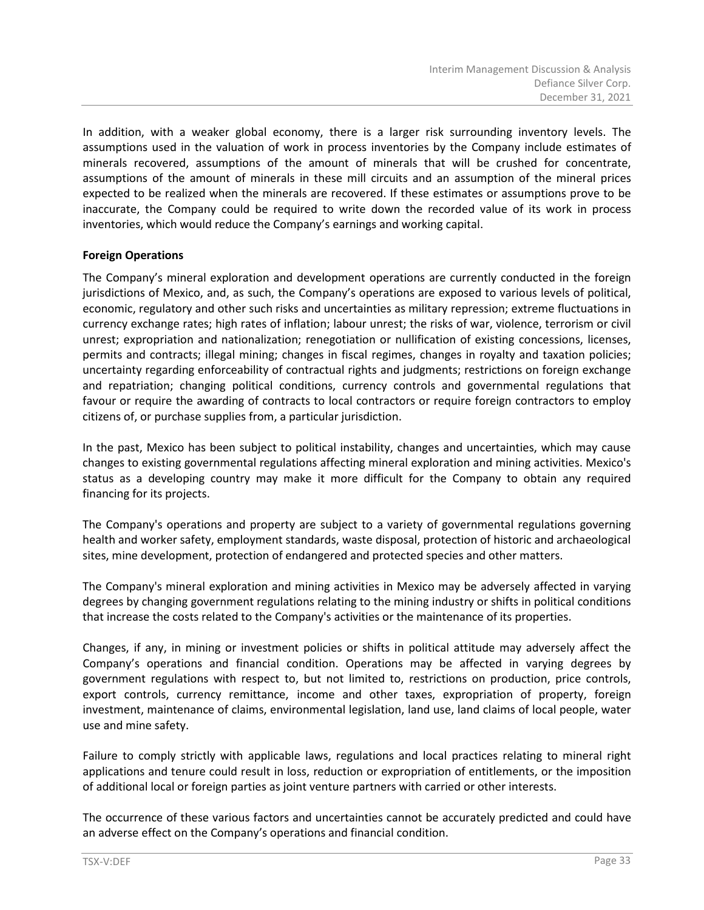In addition, with a weaker global economy, there is a larger risk surrounding inventory levels. The assumptions used in the valuation of work in process inventories by the Company include estimates of minerals recovered, assumptions of the amount of minerals that will be crushed for concentrate, assumptions of the amount of minerals in these mill circuits and an assumption of the mineral prices expected to be realized when the minerals are recovered. If these estimates or assumptions prove to be inaccurate, the Company could be required to write down the recorded value of its work in process inventories, which would reduce the Company's earnings and working capital.

**Foreign Operations**

The Company's mineral exploration and development operations are currently conducted in the foreign jurisdictions of Mexico, and, as such, the Company's operations are exposed to various levels of political, economic, regulatory and other such risks and uncertainties as military repression; extreme fluctuations in currency exchange rates; high rates of inflation; labour unrest; the risks of war, violence, terrorism or civil unrest; expropriation and nationalization; renegotiation or nullification of existing concessions, licenses, permits and contracts; illegal mining; changes in fiscal regimes, changes in royalty and taxation policies; uncertainty regarding enforceability of contractual rights and judgments; restrictions on foreign exchange and repatriation; changing political conditions, currency controls and governmental regulations that favour or require the awarding of contracts to local contractors or require foreign contractors to employ citizens of, or purchase supplies from, a particular jurisdiction.

In the past, Mexico has been subject to political instability, changes and uncertainties, which may cause changes to existing governmental regulations affecting mineral exploration and mining activities. Mexico's status as a developing country may make it more difficult for the Company to obtain any required financing for its projects.

The Company's operations and property are subject to a variety of governmental regulations governing health and worker safety, employment standards, waste disposal, protection of historic and archaeological sites, mine development, protection of endangered and protected species and other matters.

The Company's mineral exploration and mining activities in Mexico may be adversely affected in varying degrees by changing government regulations relating to the mining industry or shifts in political conditions that increase the costs related to the Company's activities or the maintenance of its properties.

Changes, if any, in mining or investment policies or shifts in political attitude may adversely affect the Company's operations and financial condition. Operations may be affected in varying degrees by government regulations with respect to, but not limited to, restrictions on production, price controls, export controls, currency remittance, income and other taxes, expropriation of property, foreign investment, maintenance of claims, environmental legislation, land use, land claims of local people, water use and mine safety.

Failure to comply strictly with applicable laws, regulations and local practices relating to mineral right applications and tenure could result in loss, reduction or expropriation of entitlements, or the imposition of additional local or foreign parties as joint venture partners with carried or other interests.

The occurrence of these various factors and uncertainties cannot be accurately predicted and could have an adverse effect on the Company's operations and financial condition.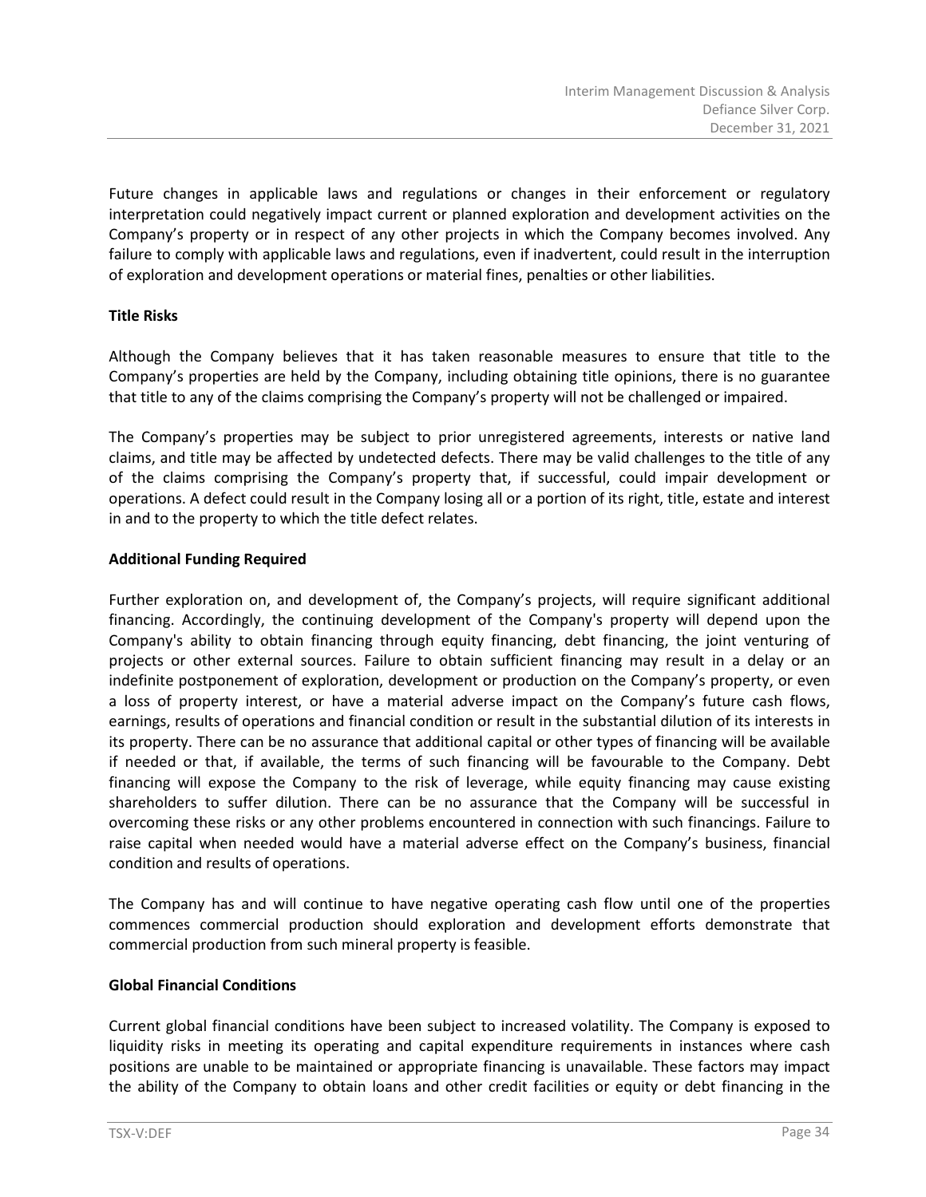Future changes in applicable laws and regulations or changes in their enforcement or regulatory interpretation could negatively impact current or planned exploration and development activities on the Company's property or in respect of any other projects in which the Company becomes involved. Any failure to comply with applicable laws and regulations, even if inadvertent, could result in the interruption of exploration and development operations or material fines, penalties or other liabilities.

**Title Risks**

Although the Company believes that it has taken reasonable measures to ensure that title to the Company's properties are held by the Company, including obtaining title opinions, there is no guarantee that title to any of the claims comprising the Company's property will not be challenged or impaired.

The Company's properties may be subject to prior unregistered agreements, interests or native land claims, and title may be affected by undetected defects. There may be valid challenges to the title of any of the claims comprising the Company's property that, if successful, could impair development or operations. A defect could result in the Company losing all or a portion of its right, title, estate and interest in and to the property to which the title defect relates.

**Additional Funding Required**

Further exploration on, and development of, the Company's projects, will require significant additional financing. Accordingly, the continuing development of the Company's property will depend upon the Company's ability to obtain financing through equity financing, debt financing, the joint venturing of projects or other external sources. Failure to obtain sufficient financing may result in a delay or an indefinite postponement of exploration, development or production on the Company's property, or even a loss of property interest, or have a material adverse impact on the Company's future cash flows, earnings, results of operations and financial condition or result in the substantial dilution of its interests in its property. There can be no assurance that additional capital or other types of financing will be available if needed or that, if available, the terms of such financing will be favourable to the Company. Debt financing will expose the Company to the risk of leverage, while equity financing may cause existing shareholders to suffer dilution. There can be no assurance that the Company will be successful in overcoming these risks or any other problems encountered in connection with such financings. Failure to raise capital when needed would have a material adverse effect on the Company's business, financial condition and results of operations.

The Company has and will continue to have negative operating cash flow until one of the properties commences commercial production should exploration and development efforts demonstrate that commercial production from such mineral property is feasible.

**Global Financial Conditions**

Current global financial conditions have been subject to increased volatility. The Company is exposed to liquidity risks in meeting its operating and capital expenditure requirements in instances where cash positions are unable to be maintained or appropriate financing is unavailable. These factors may impact the ability of the Company to obtain loans and other credit facilities or equity or debt financing in the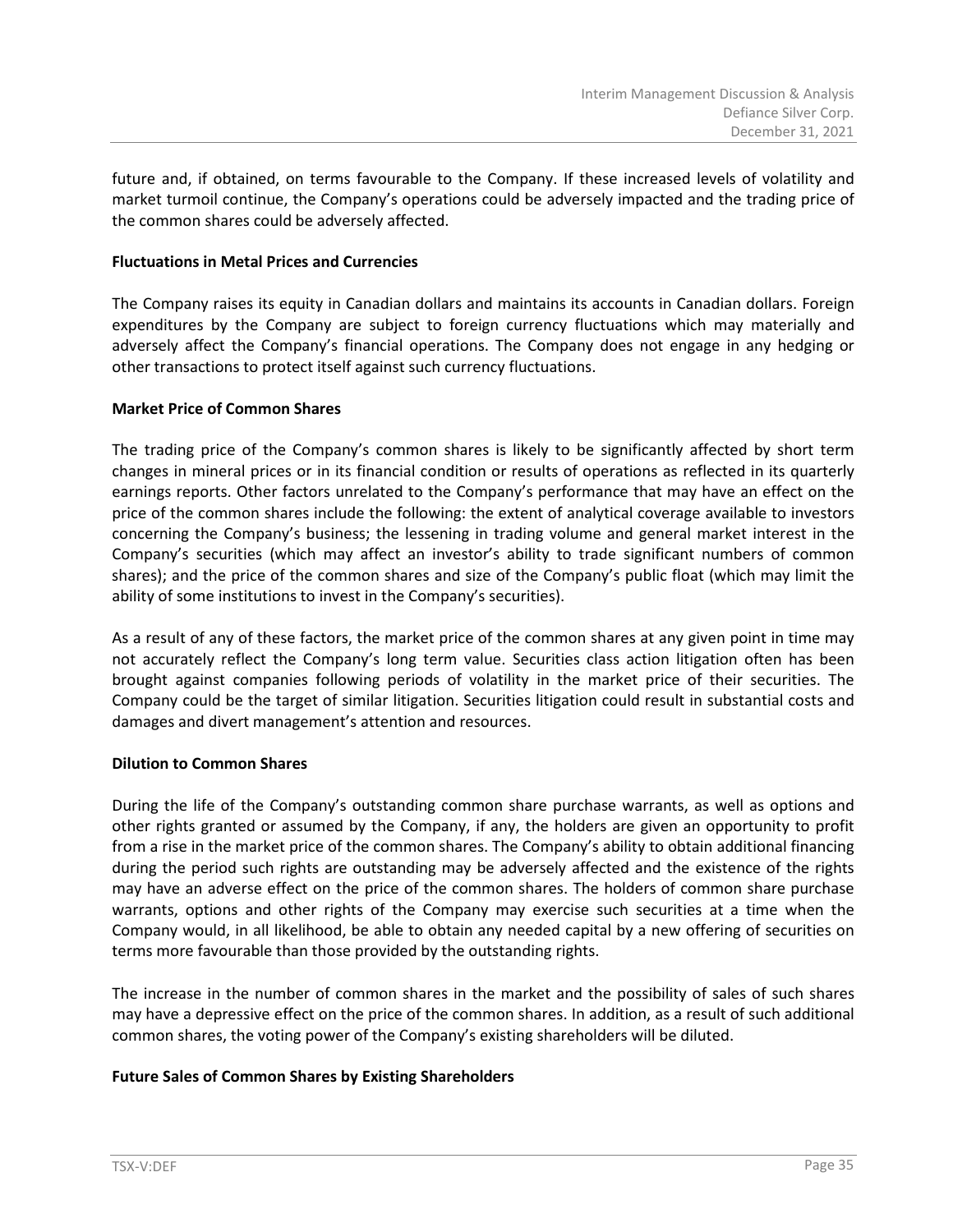future and, if obtained, on terms favourable to the Company. If these increased levels of volatility and market turmoil continue, the Company's operations could be adversely impacted and the trading price of the common shares could be adversely affected.

**Fluctuations in Metal Prices and Currencies**

The Company raises its equity in Canadian dollars and maintains its accounts in Canadian dollars. Foreign expenditures by the Company are subject to foreign currency fluctuations which may materially and adversely affect the Company's financial operations. The Company does not engage in any hedging or other transactions to protect itself against such currency fluctuations.

**Market Price of Common Shares**

The trading price of the Company's common shares is likely to be significantly affected by short term changes in mineral prices or in its financial condition or results of operations as reflected in its quarterly earnings reports. Other factors unrelated to the Company's performance that may have an effect on the price of the common shares include the following: the extent of analytical coverage available to investors concerning the Company's business; the lessening in trading volume and general market interest in the Company's securities (which may affect an investor's ability to trade significant numbers of common shares); and the price of the common shares and size of the Company's public float (which may limit the ability of some institutions to invest in the Company's securities).

As a result of any of these factors, the market price of the common shares at any given point in time may not accurately reflect the Company's long term value. Securities class action litigation often has been brought against companies following periods of volatility in the market price of their securities. The Company could be the target of similar litigation. Securities litigation could result in substantial costs and damages and divert management's attention and resources.

**Dilution to Common Shares**

During the life of the Company's outstanding common share purchase warrants, as well as options and other rights granted or assumed by the Company, if any, the holders are given an opportunity to profit from a rise in the market price of the common shares. The Company's ability to obtain additional financing during the period such rights are outstanding may be adversely affected and the existence of the rights may have an adverse effect on the price of the common shares. The holders of common share purchase warrants, options and other rights of the Company may exercise such securities at a time when the Company would, in all likelihood, be able to obtain any needed capital by a new offering of securities on terms more favourable than those provided by the outstanding rights.

The increase in the number of common shares in the market and the possibility of sales of such shares may have a depressive effect on the price of the common shares. In addition, as a result of such additional common shares, the voting power of the Company's existing shareholders will be diluted.

**Future Sales of Common Shares by Existing Shareholders**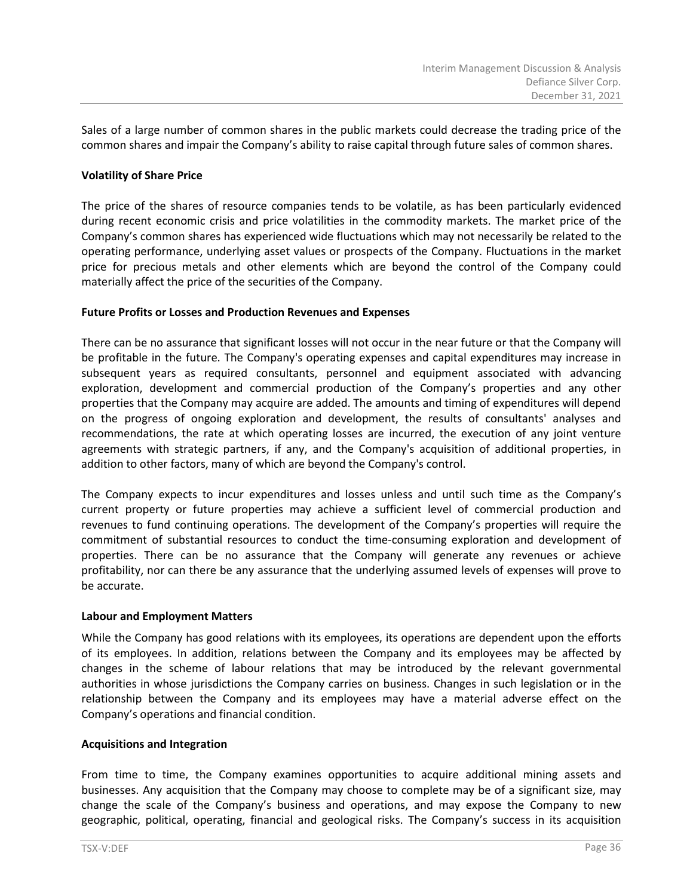Sales of a large number of common shares in the public markets could decrease the trading price of the common shares and impair the Company's ability to raise capital through future sales of common shares.

**Volatility of Share Price**

The price of the shares of resource companies tends to be volatile, as has been particularly evidenced during recent economic crisis and price volatilities in the commodity markets. The market price of the Company's common shares has experienced wide fluctuations which may not necessarily be related to the operating performance, underlying asset values or prospects of the Company. Fluctuations in the market price for precious metals and other elements which are beyond the control of the Company could materially affect the price of the securities of the Company.

**Future Profits or Losses and Production Revenues and Expenses**

There can be no assurance that significant losses will not occur in the near future or that the Company will be profitable in the future. The Company's operating expenses and capital expenditures may increase in subsequent years as required consultants, personnel and equipment associated with advancing exploration, development and commercial production of the Company's properties and any other properties that the Company may acquire are added. The amounts and timing of expenditures will depend on the progress of ongoing exploration and development, the results of consultants' analyses and recommendations, the rate at which operating losses are incurred, the execution of any joint venture agreements with strategic partners, if any, and the Company's acquisition of additional properties, in addition to other factors, many of which are beyond the Company's control.

The Company expects to incur expenditures and losses unless and until such time as the Company's current property or future properties may achieve a sufficient level of commercial production and revenues to fund continuing operations. The development of the Company's properties will require the commitment of substantial resources to conduct the time-consuming exploration and development of properties. There can be no assurance that the Company will generate any revenues or achieve profitability, nor can there be any assurance that the underlying assumed levels of expenses will prove to be accurate.

**Labour and Employment Matters**

While the Company has good relations with its employees, its operations are dependent upon the efforts of its employees. In addition, relations between the Company and its employees may be affected by changes in the scheme of labour relations that may be introduced by the relevant governmental authorities in whose jurisdictions the Company carries on business. Changes in such legislation or in the relationship between the Company and its employees may have a material adverse effect on the Company's operations and financial condition.

**Acquisitions and Integration**

From time to time, the Company examines opportunities to acquire additional mining assets and businesses. Any acquisition that the Company may choose to complete may be of a significant size, may change the scale of the Company's business and operations, and may expose the Company to new geographic, political, operating, financial and geological risks. The Company's success in its acquisition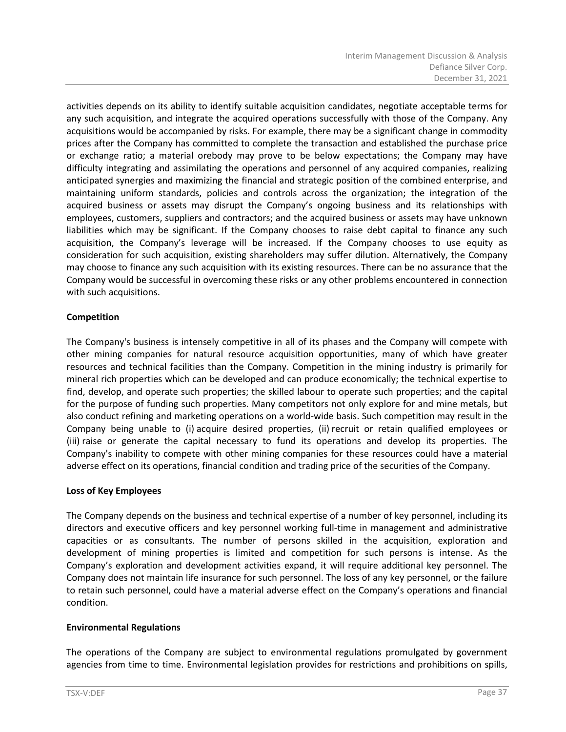activities depends on its ability to identify suitable acquisition candidates, negotiate acceptable terms for any such acquisition, and integrate the acquired operations successfully with those of the Company. Any acquisitions would be accompanied by risks. For example, there may be a significant change in commodity prices after the Company has committed to complete the transaction and established the purchase price or exchange ratio; a material orebody may prove to be below expectations; the Company may have difficulty integrating and assimilating the operations and personnel of any acquired companies, realizing anticipated synergies and maximizing the financial and strategic position of the combined enterprise, and maintaining uniform standards, policies and controls across the organization; the integration of the acquired business or assets may disrupt the Company's ongoing business and its relationships with employees, customers, suppliers and contractors; and the acquired business or assets may have unknown liabilities which may be significant. If the Company chooses to raise debt capital to finance any such acquisition, the Company's leverage will be increased. If the Company chooses to use equity as consideration for such acquisition, existing shareholders may suffer dilution. Alternatively, the Company may choose to finance any such acquisition with its existing resources. There can be no assurance that the Company would be successful in overcoming these risks or any other problems encountered in connection with such acquisitions.

**Competition**

The Company's business is intensely competitive in all of its phases and the Company will compete with other mining companies for natural resource acquisition opportunities, many of which have greater resources and technical facilities than the Company. Competition in the mining industry is primarily for mineral rich properties which can be developed and can produce economically; the technical expertise to find, develop, and operate such properties; the skilled labour to operate such properties; and the capital for the purpose of funding such properties. Many competitors not only explore for and mine metals, but also conduct refining and marketing operations on a world-wide basis. Such competition may result in the Company being unable to (i) acquire desired properties, (ii) recruit or retain qualified employees or (iii) raise or generate the capital necessary to fund its operations and develop its properties. The Company's inability to compete with other mining companies for these resources could have a material adverse effect on its operations, financial condition and trading price of the securities of the Company.

**Loss of Key Employees**

The Company depends on the business and technical expertise of a number of key personnel, including its directors and executive officers and key personnel working full-time in management and administrative capacities or as consultants. The number of persons skilled in the acquisition, exploration and development of mining properties is limited and competition for such persons is intense. As the Company's exploration and development activities expand, it will require additional key personnel. The Company does not maintain life insurance for such personnel. The loss of any key personnel, or the failure to retain such personnel, could have a material adverse effect on the Company's operations and financial condition.

**Environmental Regulations**

The operations of the Company are subject to environmental regulations promulgated by government agencies from time to time. Environmental legislation provides for restrictions and prohibitions on spills,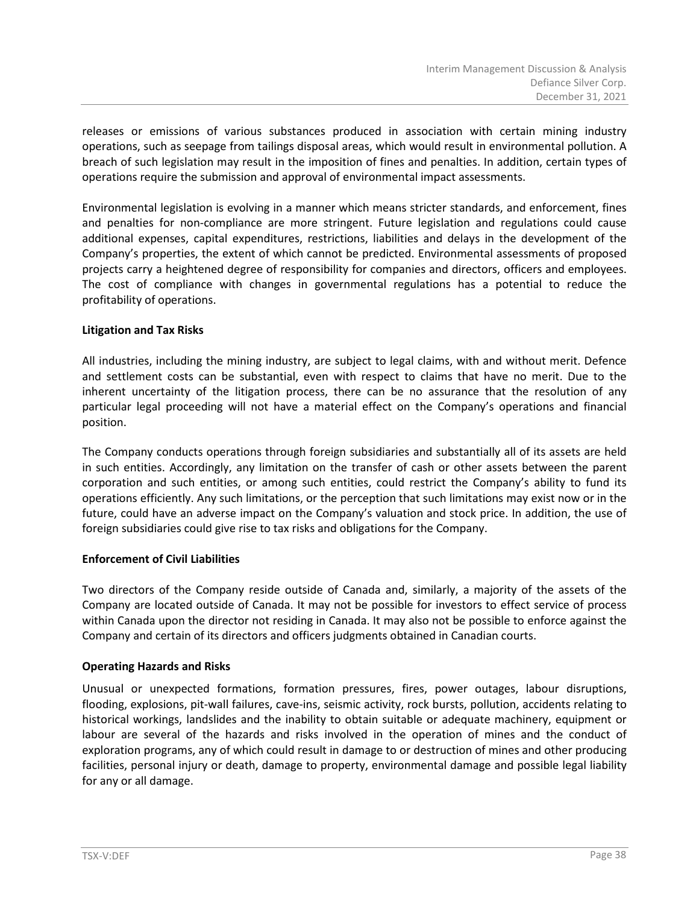releases or emissions of various substances produced in association with certain mining industry operations, such as seepage from tailings disposal areas, which would result in environmental pollution. A breach of such legislation may result in the imposition of fines and penalties. In addition, certain types of operations require the submission and approval of environmental impact assessments.

Environmental legislation is evolving in a manner which means stricter standards, and enforcement, fines and penalties for non-compliance are more stringent. Future legislation and regulations could cause additional expenses, capital expenditures, restrictions, liabilities and delays in the development of the Company's properties, the extent of which cannot be predicted. Environmental assessments of proposed projects carry a heightened degree of responsibility for companies and directors, officers and employees. The cost of compliance with changes in governmental regulations has a potential to reduce the profitability of operations.

**Litigation and Tax Risks**

All industries, including the mining industry, are subject to legal claims, with and without merit. Defence and settlement costs can be substantial, even with respect to claims that have no merit. Due to the inherent uncertainty of the litigation process, there can be no assurance that the resolution of any particular legal proceeding will not have a material effect on the Company's operations and financial position.

The Company conducts operations through foreign subsidiaries and substantially all of its assets are held in such entities. Accordingly, any limitation on the transfer of cash or other assets between the parent corporation and such entities, or among such entities, could restrict the Company's ability to fund its operations efficiently. Any such limitations, or the perception that such limitations may exist now or in the future, could have an adverse impact on the Company's valuation and stock price. In addition, the use of foreign subsidiaries could give rise to tax risks and obligations for the Company.

**Enforcement of Civil Liabilities**

Two directors of the Company reside outside of Canada and, similarly, a majority of the assets of the Company are located outside of Canada. It may not be possible for investors to effect service of process within Canada upon the director not residing in Canada. It may also not be possible to enforce against the Company and certain of its directors and officers judgments obtained in Canadian courts.

**Operating Hazards and Risks**

Unusual or unexpected formations, formation pressures, fires, power outages, labour disruptions, flooding, explosions, pit-wall failures, cave-ins, seismic activity, rock bursts, pollution, accidents relating to historical workings, landslides and the inability to obtain suitable or adequate machinery, equipment or labour are several of the hazards and risks involved in the operation of mines and the conduct of exploration programs, any of which could result in damage to or destruction of mines and other producing facilities, personal injury or death, damage to property, environmental damage and possible legal liability for any or all damage.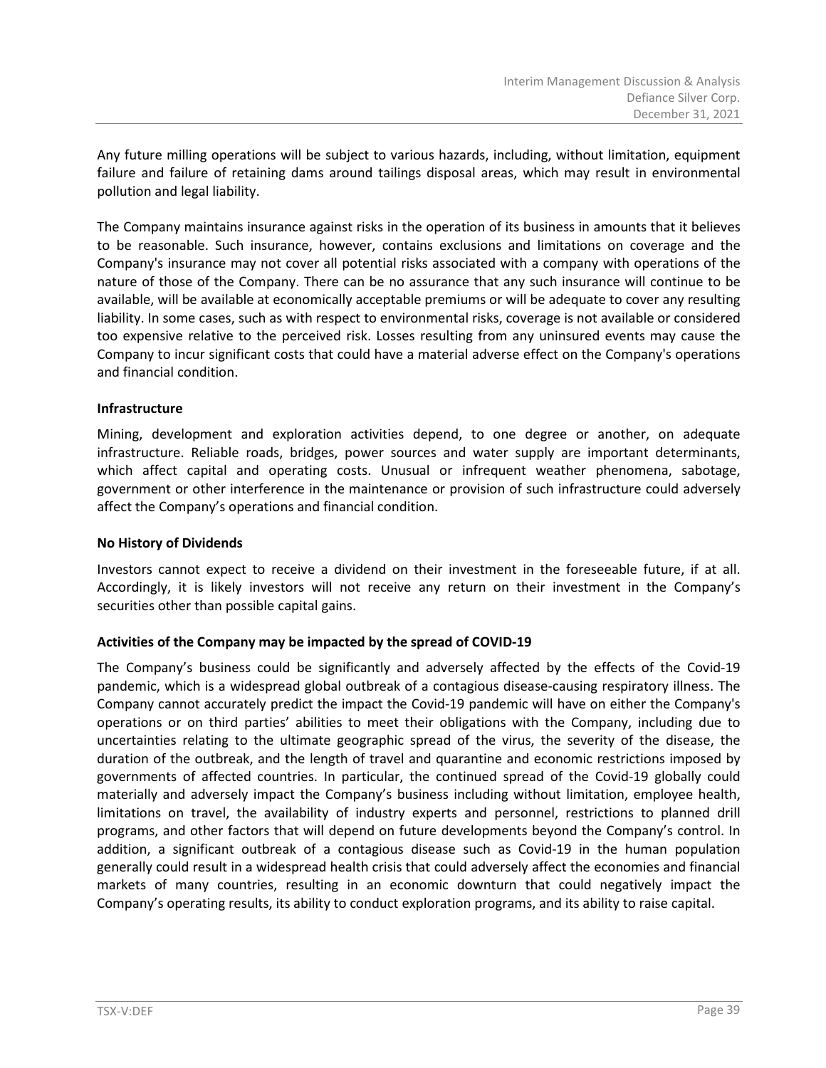Any future milling operations will be subject to various hazards, including, without limitation, equipment failure and failure of retaining dams around tailings disposal areas, which may result in environmental pollution and legal liability.

The Company maintains insurance against risks in the operation of its business in amounts that it believes to be reasonable. Such insurance, however, contains exclusions and limitations on coverage and the Company's insurance may not cover all potential risks associated with a company with operations of the nature of those of the Company. There can be no assurance that any such insurance will continue to be available, will be available at economically acceptable premiums or will be adequate to cover any resulting liability. In some cases, such as with respect to environmental risks, coverage is not available or considered too expensive relative to the perceived risk. Losses resulting from any uninsured events may cause the Company to incur significant costs that could have a material adverse effect on the Company's operations and financial condition.

**Infrastructure**

Mining, development and exploration activities depend, to one degree or another, on adequate infrastructure. Reliable roads, bridges, power sources and water supply are important determinants, which affect capital and operating costs. Unusual or infrequent weather phenomena, sabotage, government or other interference in the maintenance or provision of such infrastructure could adversely affect the Company's operations and financial condition.

**No History of Dividends**

Investors cannot expect to receive a dividend on their investment in the foreseeable future, if at all. Accordingly, it is likely investors will not receive any return on their investment in the Company's securities other than possible capital gains.

**Activities of the Company may be impacted by the spread of COVID-19**

The Company's business could be significantly and adversely affected by the effects of the Covid-19 pandemic, which is a widespread global outbreak of a contagious disease-causing respiratory illness. The Company cannot accurately predict the impact the Covid-19 pandemic will have on either the Company's operations or on third parties' abilities to meet their obligations with the Company, including due to uncertainties relating to the ultimate geographic spread of the virus, the severity of the disease, the duration of the outbreak, and the length of travel and quarantine and economic restrictions imposed by governments of affected countries. In particular, the continued spread of the Covid-19 globally could materially and adversely impact the Company's business including without limitation, employee health, limitations on travel, the availability of industry experts and personnel, restrictions to planned drill programs, and other factors that will depend on future developments beyond the Company's control. In addition, a significant outbreak of a contagious disease such as Covid-19 in the human population generally could result in a widespread health crisis that could adversely affect the economies and financial markets of many countries, resulting in an economic downturn that could negatively impact the Company's operating results, its ability to conduct exploration programs, and its ability to raise capital.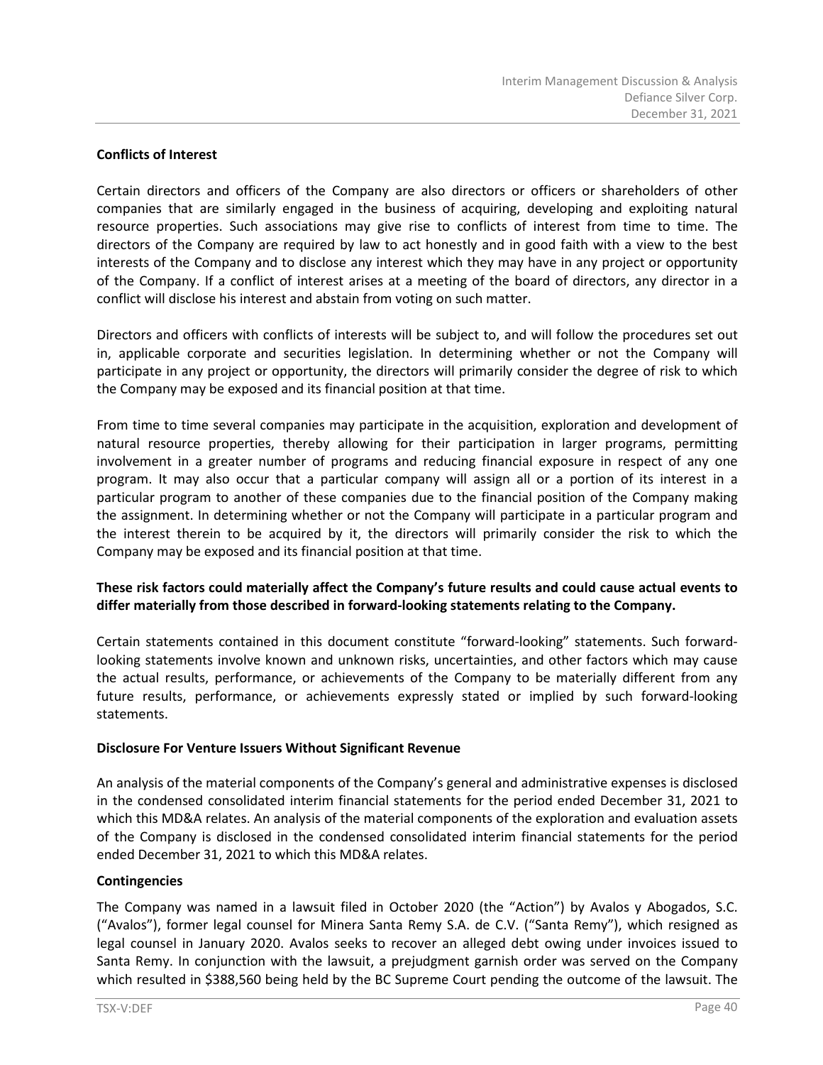**Conflicts of Interest**

Certain directors and officers of the Company are also directors or officers or shareholders of other companies that are similarly engaged in the business of acquiring, developing and exploiting natural resource properties. Such associations may give rise to conflicts of interest from time to time. The directors of the Company are required by law to act honestly and in good faith with a view to the best interests of the Company and to disclose any interest which they may have in any project or opportunity of the Company. If a conflict of interest arises at a meeting of the board of directors, any director in a conflict will disclose his interest and abstain from voting on such matter.

Directors and officers with conflicts of interests will be subject to, and will follow the procedures set out in, applicable corporate and securities legislation. In determining whether or not the Company will participate in any project or opportunity, the directors will primarily consider the degree of risk to which the Company may be exposed and its financial position at that time.

From time to time several companies may participate in the acquisition, exploration and development of natural resource properties, thereby allowing for their participation in larger programs, permitting involvement in a greater number of programs and reducing financial exposure in respect of any one program. It may also occur that a particular company will assign all or a portion of its interest in a particular program to another of these companies due to the financial position of the Company making the assignment. In determining whether or not the Company will participate in a particular program and the interest therein to be acquired by it, the directors will primarily consider the risk to which the Company may be exposed and its financial position at that time.

**These risk factors could materially affect the Company's future results and could cause actual events to differ materially from those described in forward-looking statements relating to the Company.**

Certain statements contained in this document constitute "forward-looking" statements. Such forward-looking statements involve known and unknown risks, uncertainties, and other factors which may cause the actual results, performance, or achievements of the Company to be materially different from any future results, performance, or achievements expressly stated or implied by such forward-looking statements.

**Disclosure For Venture Issuers Without Significant Revenue**

An analysis of the material components of the Company's general and administrative expenses is disclosed in the condensed consolidated interim financial statements for the period ended December 31, 2021 to which this MD&A relates. An analysis of the material components of the exploration and evaluation assets of the Company is disclosed in the condensed consolidated interim financial statements for the period ended December 31, 2021 to which this MD&A relates.

**Contingencies**

The Company was named in a lawsuit filed in October 2020 (the "Action") by Avalos y Abogados, S.C. ("Avalos"), former legal counsel for Minera Santa Remy S.A. de C.V. ("Santa Remy"), which resigned as legal counsel in January 2020. Avalos seeks to recover an alleged debt owing under invoices issued to Santa Remy. In conjunction with the lawsuit, a prejudgment garnish order was served on the Company which resulted in $388,560 being held by the BC Supreme Court pending the outcome of the lawsuit. The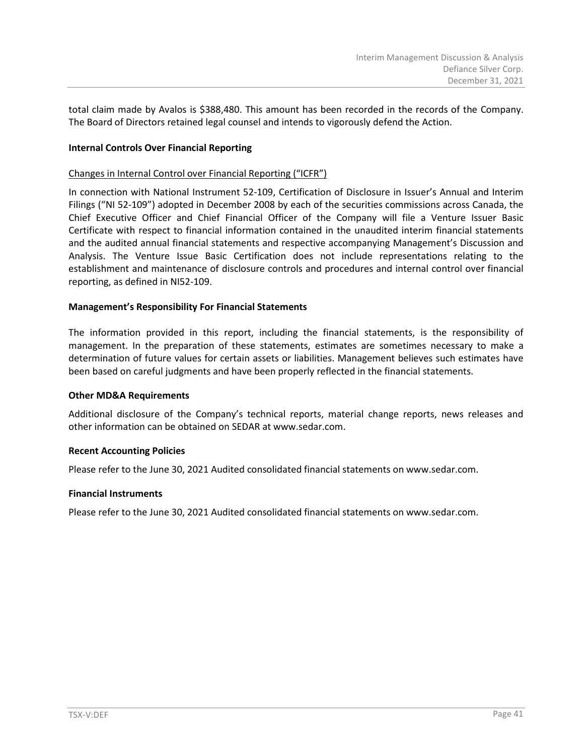total claim made by Avalos is $388,480. This amount has been recorded in the records of the Company. The Board of Directors retained legal counsel and intends to vigorously defend the Action.

**Internal Controls Over Financial Reporting**

Changes in Internal Control over Financial Reporting ("ICFR")

In connection with National Instrument 52-109, Certification of Disclosure in Issuer's Annual and Interim Filings ("NI 52-109") adopted in December 2008 by each of the securities commissions across Canada, the Chief Executive Officer and Chief Financial Officer of the Company will file a Venture Issuer Basic Certificate with respect to financial information contained in the unaudited interim financial statements and the audited annual financial statements and respective accompanying Management's Discussion and Analysis. The Venture Issue Basic Certification does not include representations relating to the establishment and maintenance of disclosure controls and procedures and internal control over financial reporting, as defined in NI52-109.

**Management's Responsibility For Financial Statements**

The information provided in this report, including the financial statements, is the responsibility of management. In the preparation of these statements, estimates are sometimes necessary to make a determination of future values for certain assets or liabilities. Management believes such estimates have been based on careful judgments and have been properly reflected in the financial statements.

**Other MD&A Requirements**

Additional disclosure of the Company's technical reports, material change reports, news releases and other information can be obtained on SEDAR at www.sedar.com.

**Recent Accounting Policies**

Please refer to the June 30, 2021 Audited consolidated financial statements on www.sedar.com.

**Financial Instruments**

Please refer to the June 30, 2021 Audited consolidated financial statements on www.sedar.com.